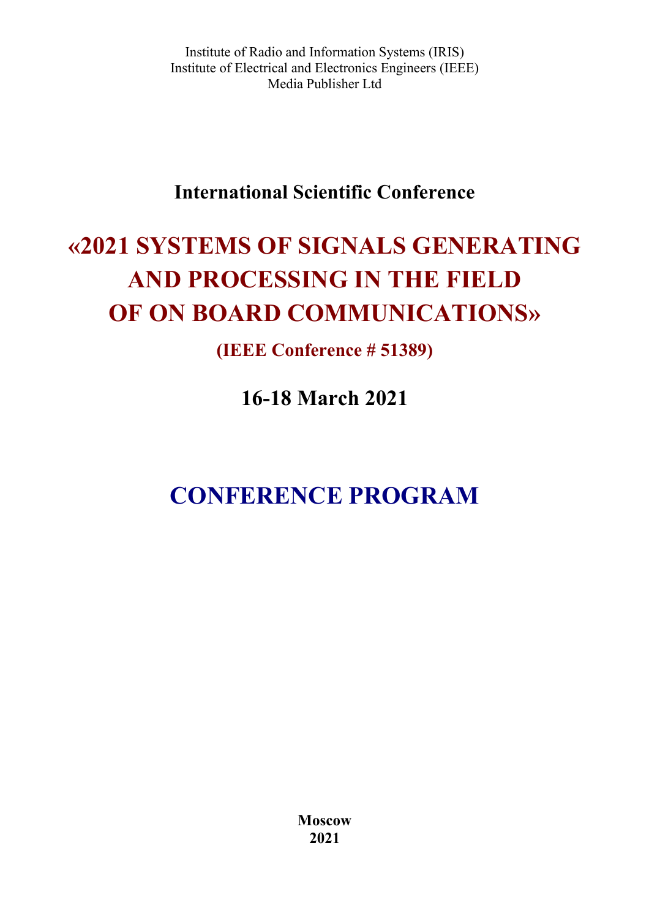Institute of Radio and Information Systems (IRIS)
Institute of Electrical and Electronics Engineers (IEEE)
Media Publisher Ltd

**International Scientific Conference**

# «2021 SYSTEMS OF SIGNALS GENERATING AND PROCESSING IN THE FIELD OF ON BOARD COMMUNICATIONS»

**(IEEE Conference # 51389)**

**16-18 March 2021**

# CONFERENCE PROGRAM

**Moscow**
**2021**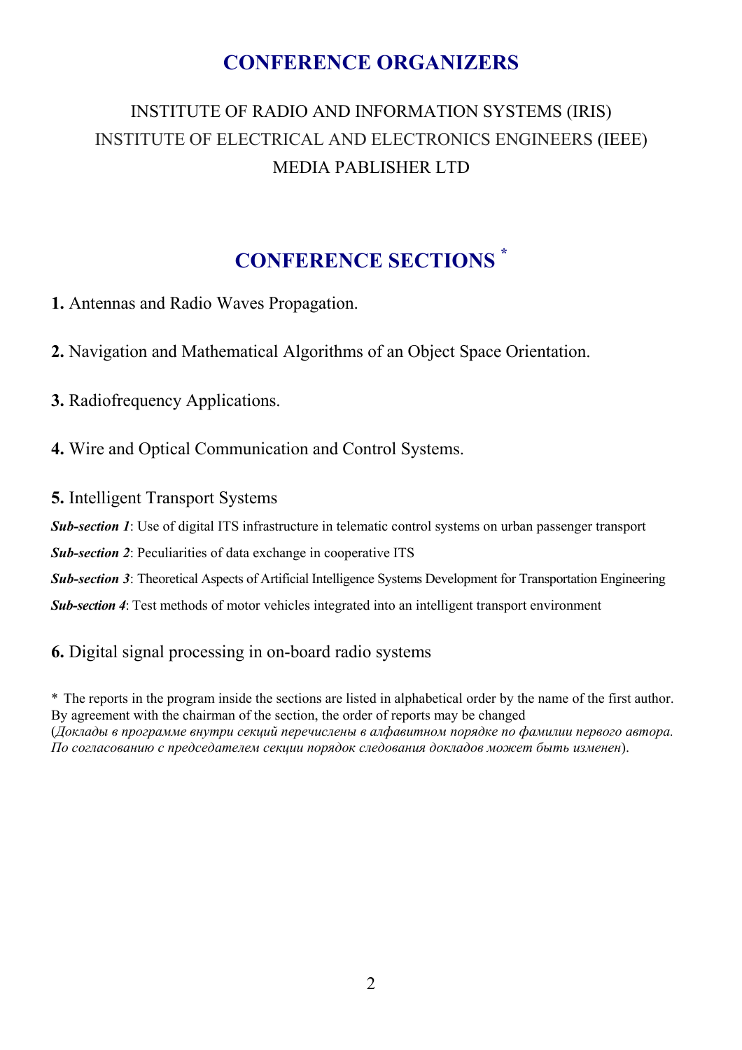## CONFERENCE ORGANIZERS

INSTITUTE OF RADIO AND INFORMATION SYSTEMS (IRIS)
INSTITUTE OF ELECTRICAL AND ELECTRONICS ENGINEERS (IEEE)
MEDIA PABLISHER LTD

## CONFERENCE SECTIONS *

**1.** Antennas and Radio Waves Propagation.

**2.** Navigation and Mathematical Algorithms of an Object Space Orientation.

**3.** Radiofrequency Applications.

**4.** Wire and Optical Communication and Control Systems.

**5.** Intelligent Transport Systems

***Sub-section 1***: Use of digital ITS infrastructure in telematic control systems on urban passenger transport

***Sub-section 2***: Peculiarities of data exchange in cooperative ITS

***Sub-section 3***: Theoretical Aspects of Artificial Intelligence Systems Development for Transportation Engineering

***Sub-section 4***: Test methods of motor vehicles integrated into an intelligent transport environment

**6.** Digital signal processing in on-board radio systems

\* The reports in the program inside the sections are listed in alphabetical order by the name of the first author. By agreement with the chairman of the section, the order of reports may be changed (*Доклады в программе внутри секций перечислены в алфавитном порядке по фамилии первого автора. По согласованию с председателем секции порядок следования докладов может быть изменен*).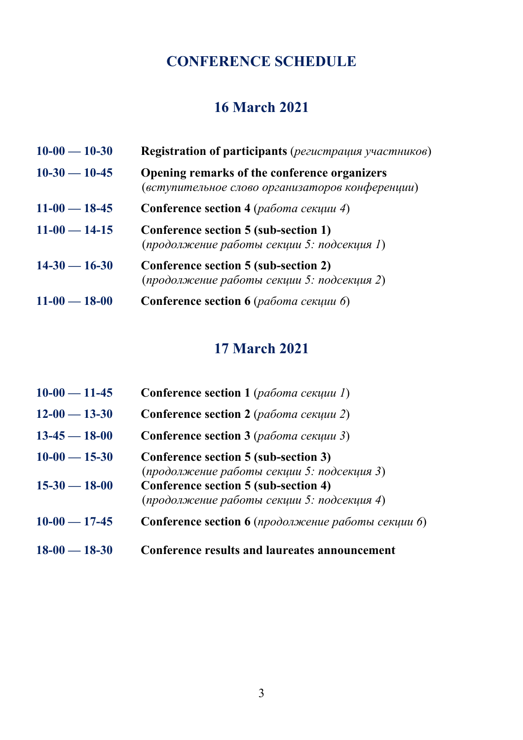# CONFERENCE SCHEDULE

## 16 March 2021

**10-00 — 10-30** **Registration of participants** (*регистрация участников*)

**10-30 — 10-45** **Opening remarks of the conference organizers** (*вступительное слово организаторов конференции*)

**11-00 — 18-45** **Conference section 4** (*работа секции 4*)

**11-00 — 14-15** **Conference section 5 (sub-section 1)** (*продолжение работы секции 5: подсекция 1*)

**14-30 — 16-30** **Conference section 5 (sub-section 2)** (*продолжение работы секции 5: подсекция 2*)

**11-00 — 18-00** **Conference section 6** (*работа секции 6*)

## 17 March 2021

**10-00 — 11-45** **Conference section 1** (*работа секции 1*)

**12-00 — 13-30** **Conference section 2** (*работа секции 2*)

**13-45 — 18-00** **Conference section 3** (*работа секции 3*)

**10-00 — 15-30** **Conference section 5 (sub-section 3)** (*продолжение работы секции 5: подсекция 3*)

**15-30 — 18-00** **Conference section 5 (sub-section 4)** (*продолжение работы секции 5: подсекция 4*)

**10-00 — 17-45** **Conference section 6** (*продолжение работы секции 6*)

**18-00 — 18-30** **Conference results and laureates announcement**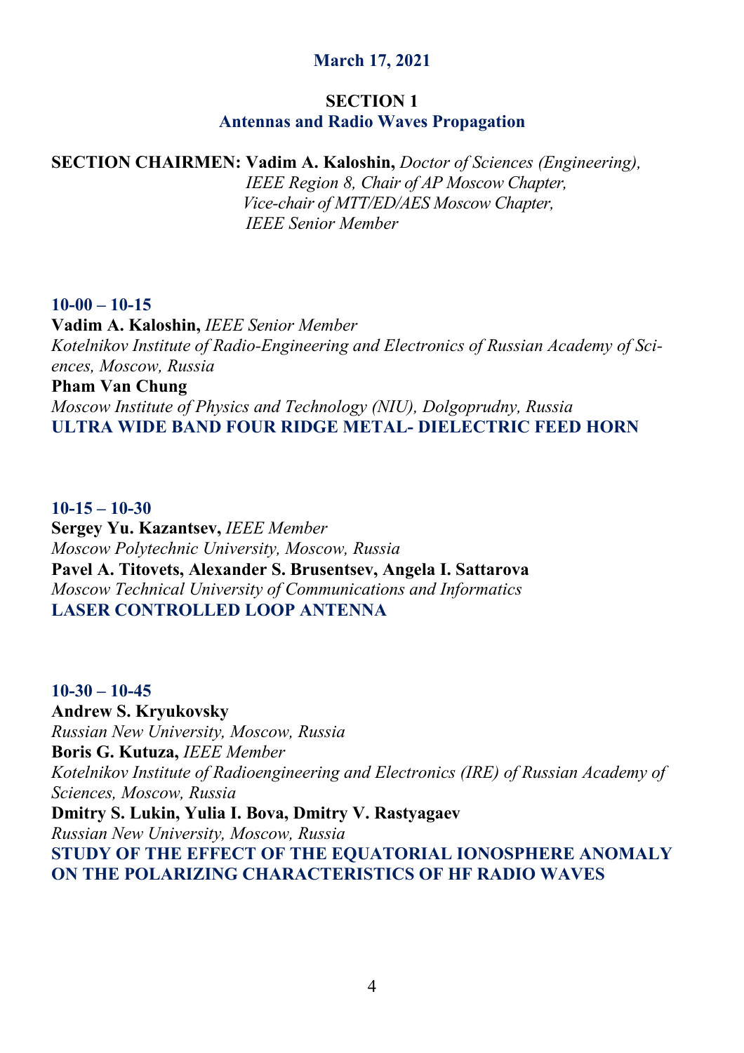**March 17, 2021**

## SECTION 1
## Antennas and Radio Waves Propagation

**SECTION CHAIRMEN: Vadim A. Kaloshin,** *Doctor of Sciences (Engineering), IEEE Region 8, Chair of AP Moscow Chapter, Vice-chair of MTT/ED/AES Moscow Chapter, IEEE Senior Member*

**10-00 – 10-15**
**Vadim A. Kaloshin,** *IEEE Senior Member*
*Kotelnikov Institute of Radio-Engineering and Electronics of Russian Academy of Sciences, Moscow, Russia*
**Pham Van Chung**
*Moscow Institute of Physics and Technology (NIU), Dolgoprudny, Russia*
**ULTRA WIDE BAND FOUR RIDGE METAL- DIELECTRIC FEED HORN**

**10-15 – 10-30**
**Sergey Yu. Kazantsev,** *IEEE Member*
*Moscow Polytechnic University, Moscow, Russia*
**Pavel A. Titovets, Alexander S. Brusentsev, Angela I. Sattarova**
*Moscow Technical University of Communications and Informatics*
**LASER CONTROLLED LOOP ANTENNA**

**10-30 – 10-45**
**Andrew S. Kryukovsky**
*Russian New University, Moscow, Russia*
**Boris G. Kutuza,** *IEEE Member*
*Kotelnikov Institute of Radioengineering and Electronics (IRE) of Russian Academy of Sciences, Moscow, Russia*
**Dmitry S. Lukin, Yulia I. Bova, Dmitry V. Rastyagaev**
*Russian New University, Moscow, Russia*
**STUDY OF THE EFFECT OF THE EQUATORIAL IONOSPHERE ANOMALY ON THE POLARIZING CHARACTERISTICS OF HF RADIO WAVES**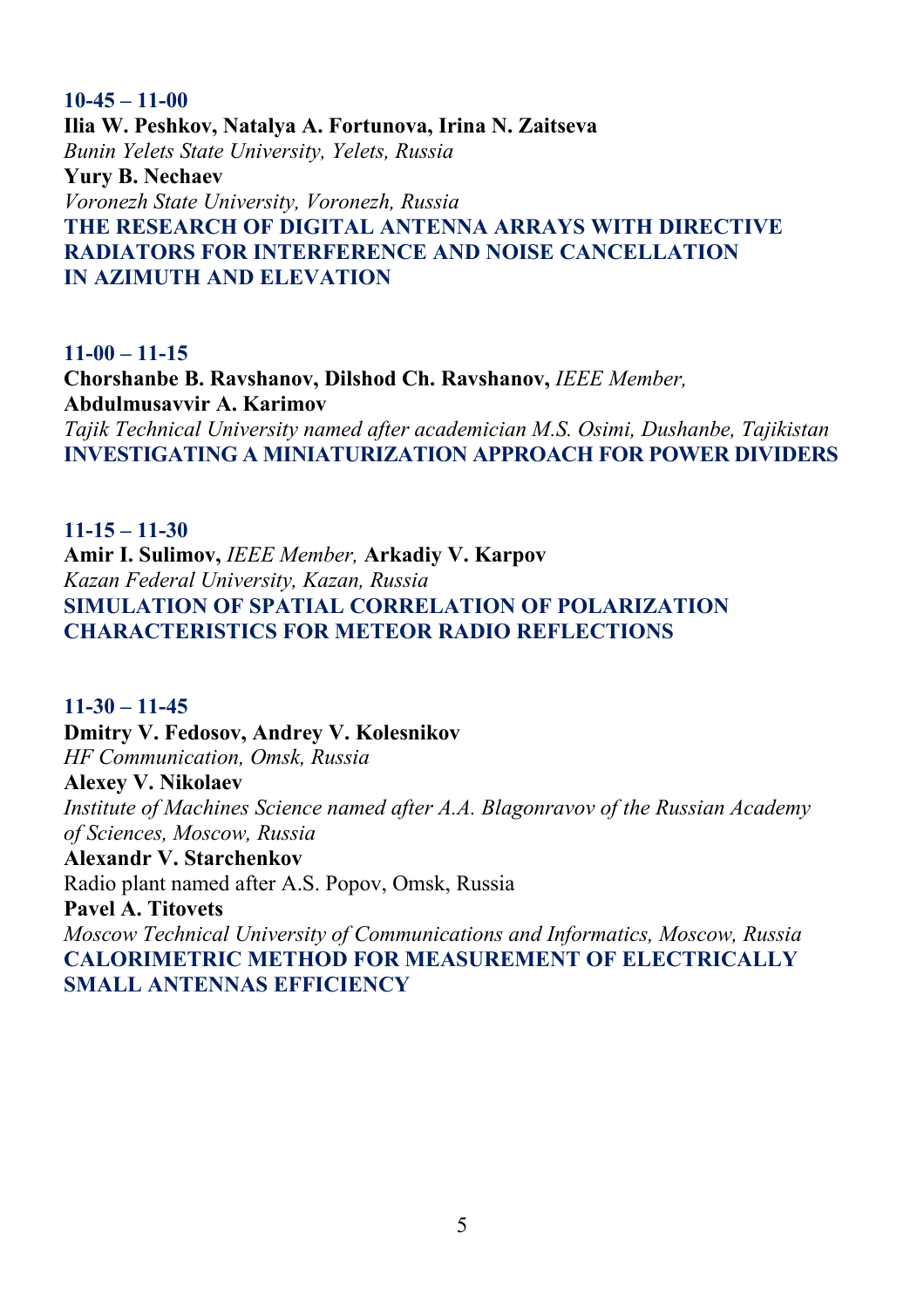**10-45 – 11-00**
**Ilia W. Peshkov, Natalya A. Fortunova, Irina N. Zaitseva**
*Bunin Yelets State University, Yelets, Russia*
**Yury B. Nechaev**
*Voronezh State University, Voronezh, Russia*
**THE RESEARCH OF DIGITAL ANTENNA ARRAYS WITH DIRECTIVE RADIATORS FOR INTERFERENCE AND NOISE CANCELLATION IN AZIMUTH AND ELEVATION**

**11-00 – 11-15**
**Chorshanbe B. Ravshanov, Dilshod Ch. Ravshanov,** *IEEE Member,*
**Abdulmusavvir A. Karimov**
*Tajik Technical University named after academician M.S. Osimi, Dushanbe, Tajikistan*
**INVESTIGATING A MINIATURIZATION APPROACH FOR POWER DIVIDERS**

**11-15 – 11-30**
**Amir I. Sulimov,** *IEEE Member,* **Arkadiy V. Karpov**
*Kazan Federal University, Kazan, Russia*
**SIMULATION OF SPATIAL CORRELATION OF POLARIZATION CHARACTERISTICS FOR METEOR RADIO REFLECTIONS**

**11-30 – 11-45**
**Dmitry V. Fedosov, Andrey V. Kolesnikov**
*HF Communication, Omsk, Russia*
**Alexey V. Nikolaev**
*Institute of Machines Science named after A.A. Blagonravov of the Russian Academy of Sciences, Moscow, Russia*
**Alexandr V. Starchenkov**
Radio plant named after A.S. Popov, Omsk, Russia
**Pavel A. Titovets**
*Moscow Technical University of Communications and Informatics, Moscow, Russia*
**CALORIMETRIC METHOD FOR MEASUREMENT OF ELECTRICALLY SMALL ANTENNAS EFFICIENCY**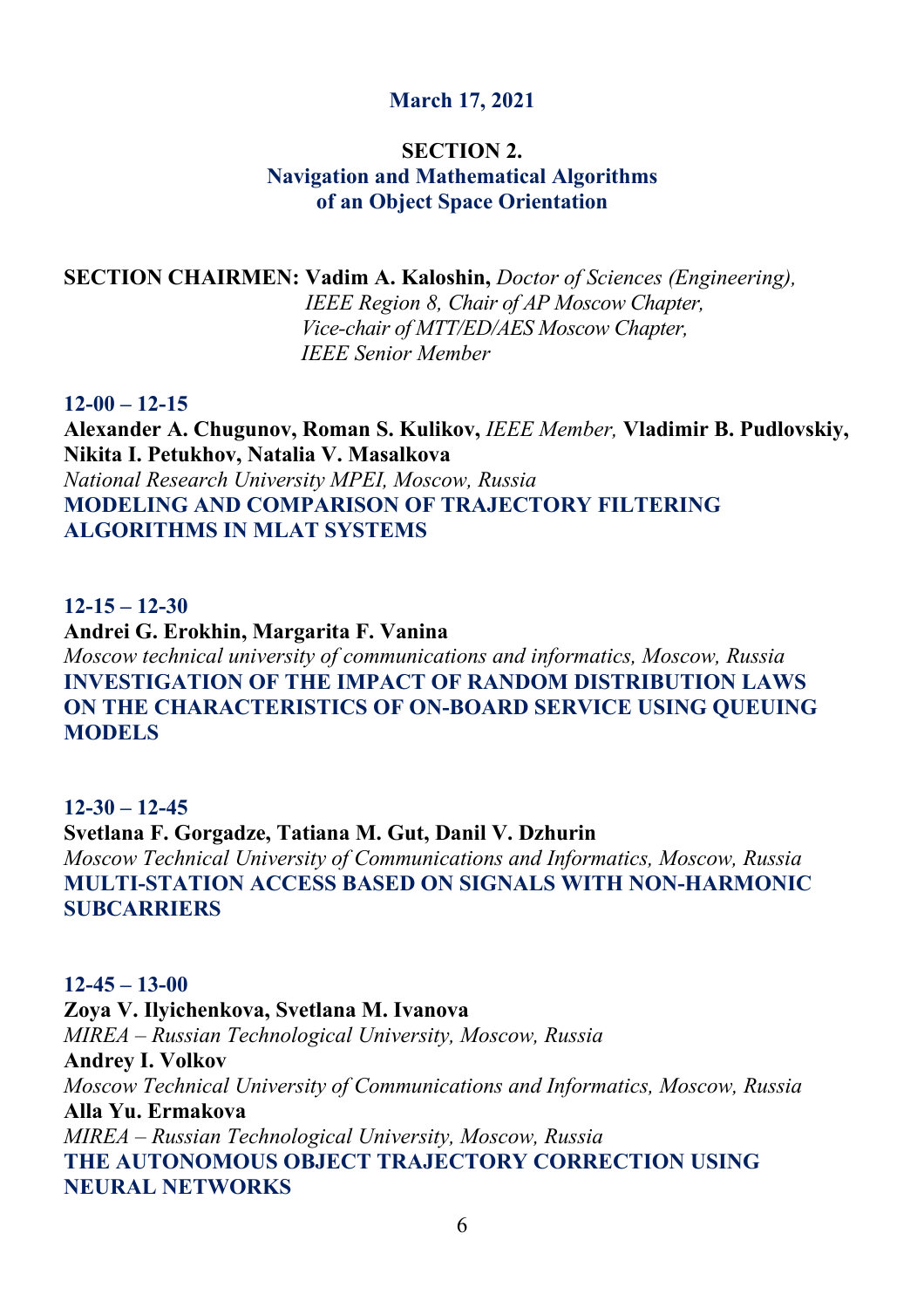**March 17, 2021**

## SECTION 2.
## Navigation and Mathematical Algorithms of an Object Space Orientation

**SECTION CHAIRMEN: Vadim A. Kaloshin,** *Doctor of Sciences (Engineering), IEEE Region 8, Chair of AP Moscow Chapter, Vice-chair of MTT/ED/AES Moscow Chapter, IEEE Senior Member*

**12-00 – 12-15**
**Alexander A. Chugunov, Roman S. Kulikov,** *IEEE Member,* **Vladimir B. Pudlovskiy, Nikita I. Petukhov, Natalia V. Masalkova**
*National Research University MPEI, Moscow, Russia*
**MODELING AND COMPARISON OF TRAJECTORY FILTERING ALGORITHMS IN MLAT SYSTEMS**

**12-15 – 12-30**
**Andrei G. Erokhin, Margarita F. Vanina**
*Moscow technical university of communications and informatics, Moscow, Russia*
**INVESTIGATION OF THE IMPACT OF RANDOM DISTRIBUTION LAWS ON THE CHARACTERISTICS OF ON-BOARD SERVICE USING QUEUING MODELS**

**12-30 – 12-45**
**Svetlana F. Gorgadze, Tatiana M. Gut, Danil V. Dzhurin**
*Moscow Technical University of Communications and Informatics, Moscow, Russia*
**MULTI-STATION ACCESS BASED ON SIGNALS WITH NON-HARMONIC SUBCARRIERS**

**12-45 – 13-00**
**Zoya V. Ilyichenkova, Svetlana M. Ivanova**
*MIREA – Russian Technological University, Moscow, Russia*
**Andrey I. Volkov**
*Moscow Technical University of Communications and Informatics, Moscow, Russia*
**Alla Yu. Ermakova**
*MIREA – Russian Technological University, Moscow, Russia*
**THE AUTONOMOUS OBJECT TRAJECTORY CORRECTION USING NEURAL NETWORKS**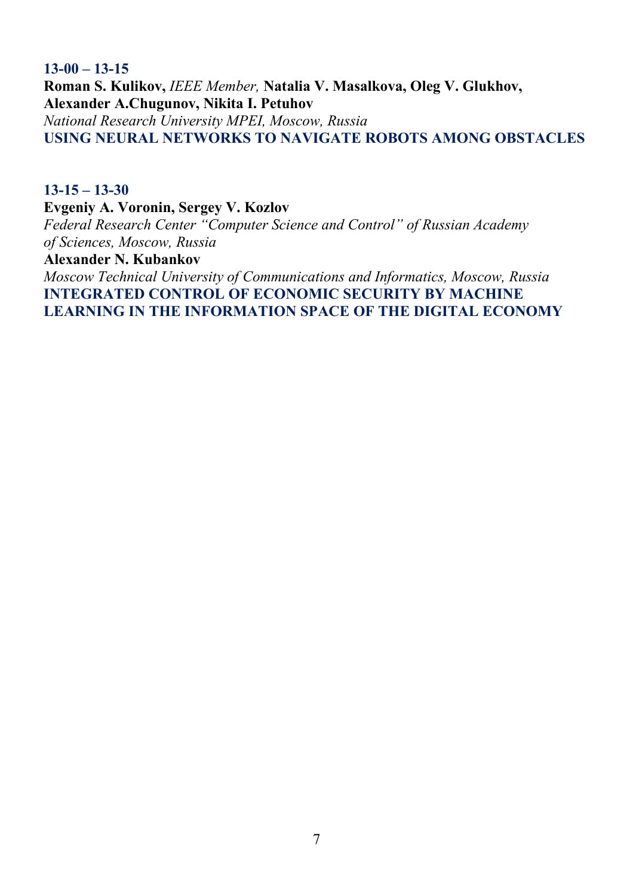**13-00 – 13-15**

**Roman S. Kulikov,** *IEEE Member,* **Natalia V. Masalkova, Oleg V. Glukhov, Alexander A.Chugunov, Nikita I. Petuhov**

*National Research University MPEI, Moscow, Russia*

**USING NEURAL NETWORKS TO NAVIGATE ROBOTS AMONG OBSTACLES**

**13-15 – 13-30**

**Evgeniy A. Voronin, Sergey V. Kozlov**

*Federal Research Center "Computer Science and Control" of Russian Academy of Sciences, Moscow, Russia*

**Alexander N. Kubankov**

*Moscow Technical University of Communications and Informatics, Moscow, Russia*

**INTEGRATED CONTROL OF ECONOMIC SECURITY BY MACHINE LEARNING IN THE INFORMATION SPACE OF THE DIGITAL ECONOMY**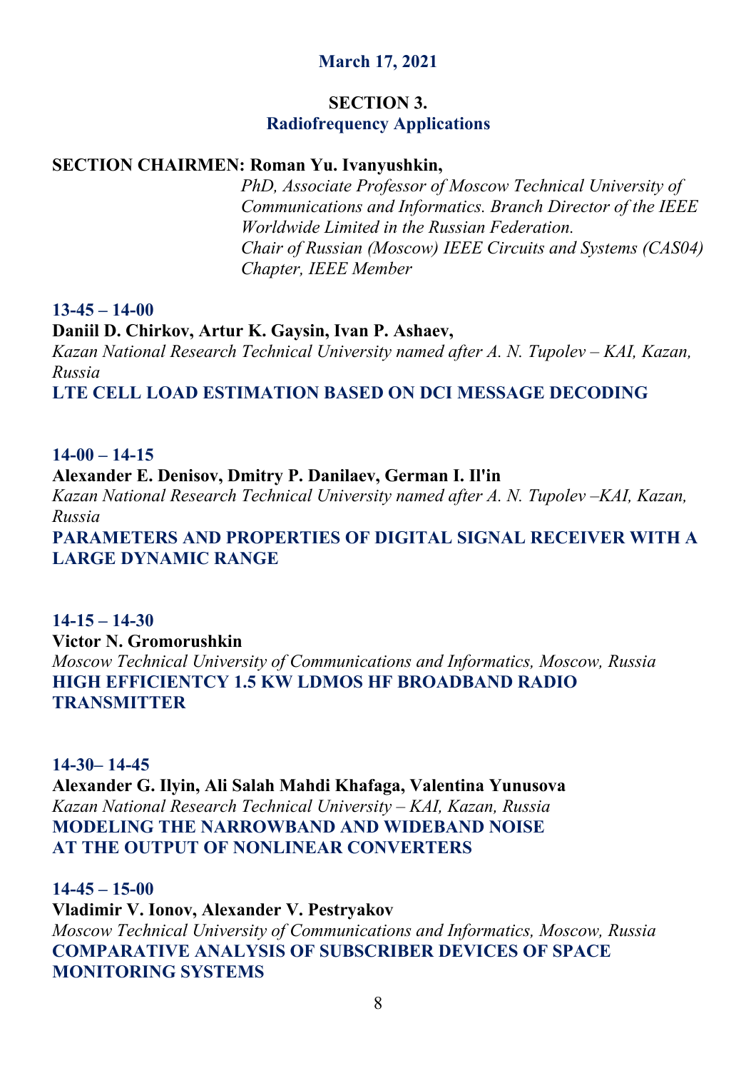**March 17, 2021**

## SECTION 3.
## Radiofrequency Applications

**SECTION CHAIRMEN: Roman Yu. Ivanyushkin,**
*PhD, Associate Professor of Moscow Technical University of Communications and Informatics. Branch Director of the IEEE Worldwide Limited in the Russian Federation.*
*Chair of Russian (Moscow) IEEE Circuits and Systems (CAS04) Chapter, IEEE Member*

**13-45 – 14-00**
**Daniil D. Chirkov, Artur K. Gaysin, Ivan P. Ashaev,**
*Kazan National Research Technical University named after A. N. Tupolev – KAI, Kazan, Russia*
**LTE CELL LOAD ESTIMATION BASED ON DCI MESSAGE DECODING**

**14-00 – 14-15**
**Alexander E. Denisov, Dmitry P. Danilaev, German I. Il'in**
*Kazan National Research Technical University named after A. N. Tupolev –KAI, Kazan, Russia*
**PARAMETERS AND PROPERTIES OF DIGITAL SIGNAL RECEIVER WITH A LARGE DYNAMIC RANGE**

**14-15 – 14-30**
**Victor N. Gromorushkin**
*Moscow Technical University of Communications and Informatics, Moscow, Russia*
**HIGH EFFICIENTCY 1.5 KW LDMOS HF BROADBAND RADIO TRANSMITTER**

**14-30– 14-45**
**Alexander G. Ilyin, Ali Salah Mahdi Khafaga, Valentina Yunusova**
*Kazan National Research Technical University – KAI, Kazan, Russia*
**MODELING THE NARROWBAND AND WIDEBAND NOISE AT THE OUTPUT OF NONLINEAR CONVERTERS**

**14-45 – 15-00**
**Vladimir V. Ionov, Alexander V. Pestryakov**
*Moscow Technical University of Communications and Informatics, Moscow, Russia*
**COMPARATIVE ANALYSIS OF SUBSCRIBER DEVICES OF SPACE MONITORING SYSTEMS**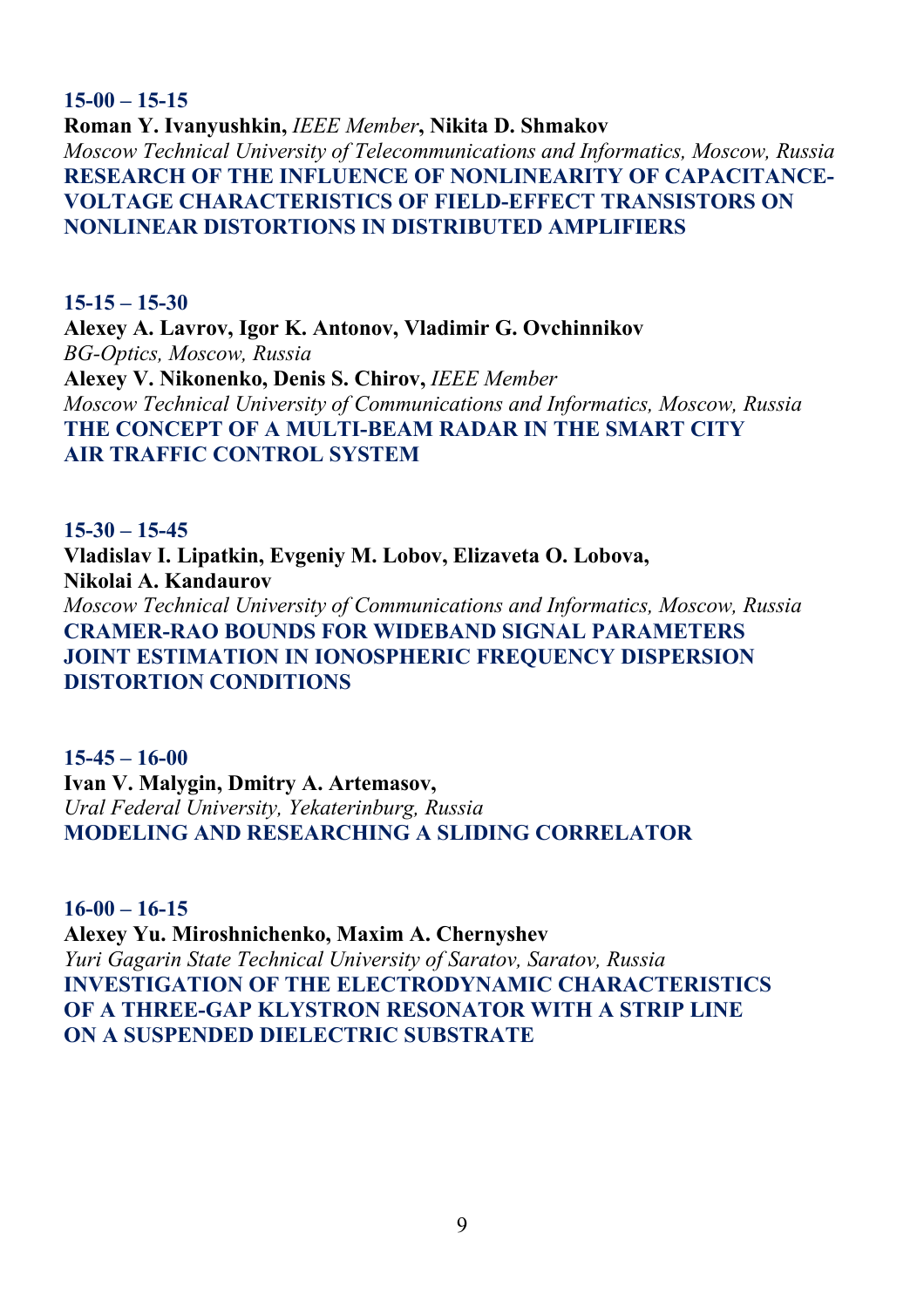**15-00 – 15-15**

**Roman Y. Ivanyushkin,** *IEEE Member***, Nikita D. Shmakov**

*Moscow Technical University of Telecommunications and Informatics, Moscow, Russia*

**RESEARCH OF THE INFLUENCE OF NONLINEARITY OF CAPACITANCE-VOLTAGE CHARACTERISTICS OF FIELD-EFFECT TRANSISTORS ON NONLINEAR DISTORTIONS IN DISTRIBUTED AMPLIFIERS**

**15-15 – 15-30**

**Alexey A. Lavrov, Igor K. Antonov, Vladimir G. Ovchinnikov**

*BG-Optics, Moscow, Russia*

**Alexey V. Nikonenko, Denis S. Chirov,** *IEEE Member*

*Moscow Technical University of Communications and Informatics, Moscow, Russia*

**THE CONCEPT OF A MULTI-BEAM RADAR IN THE SMART CITY AIR TRAFFIC CONTROL SYSTEM**

**15-30 – 15-45**

**Vladislav I. Lipatkin, Evgeniy M. Lobov, Elizaveta O. Lobova, Nikolai A. Kandaurov**

*Moscow Technical University of Communications and Informatics, Moscow, Russia*

**CRAMER-RAO BOUNDS FOR WIDEBAND SIGNAL PARAMETERS JOINT ESTIMATION IN IONOSPHERIC FREQUENCY DISPERSION DISTORTION CONDITIONS**

**15-45 – 16-00**

**Ivan V. Malygin, Dmitry A. Artemasov,**

*Ural Federal University, Yekaterinburg, Russia*

**MODELING AND RESEARCHING A SLIDING CORRELATOR**

**16-00 – 16-15**

**Alexey Yu. Miroshnichenko, Maxim A. Chernyshev**

*Yuri Gagarin State Technical University of Saratov, Saratov, Russia*

**INVESTIGATION OF THE ELECTRODYNAMIC CHARACTERISTICS OF A THREE-GAP KLYSTRON RESONATOR WITH A STRIP LINE ON A SUSPENDED DIELECTRIC SUBSTRATE**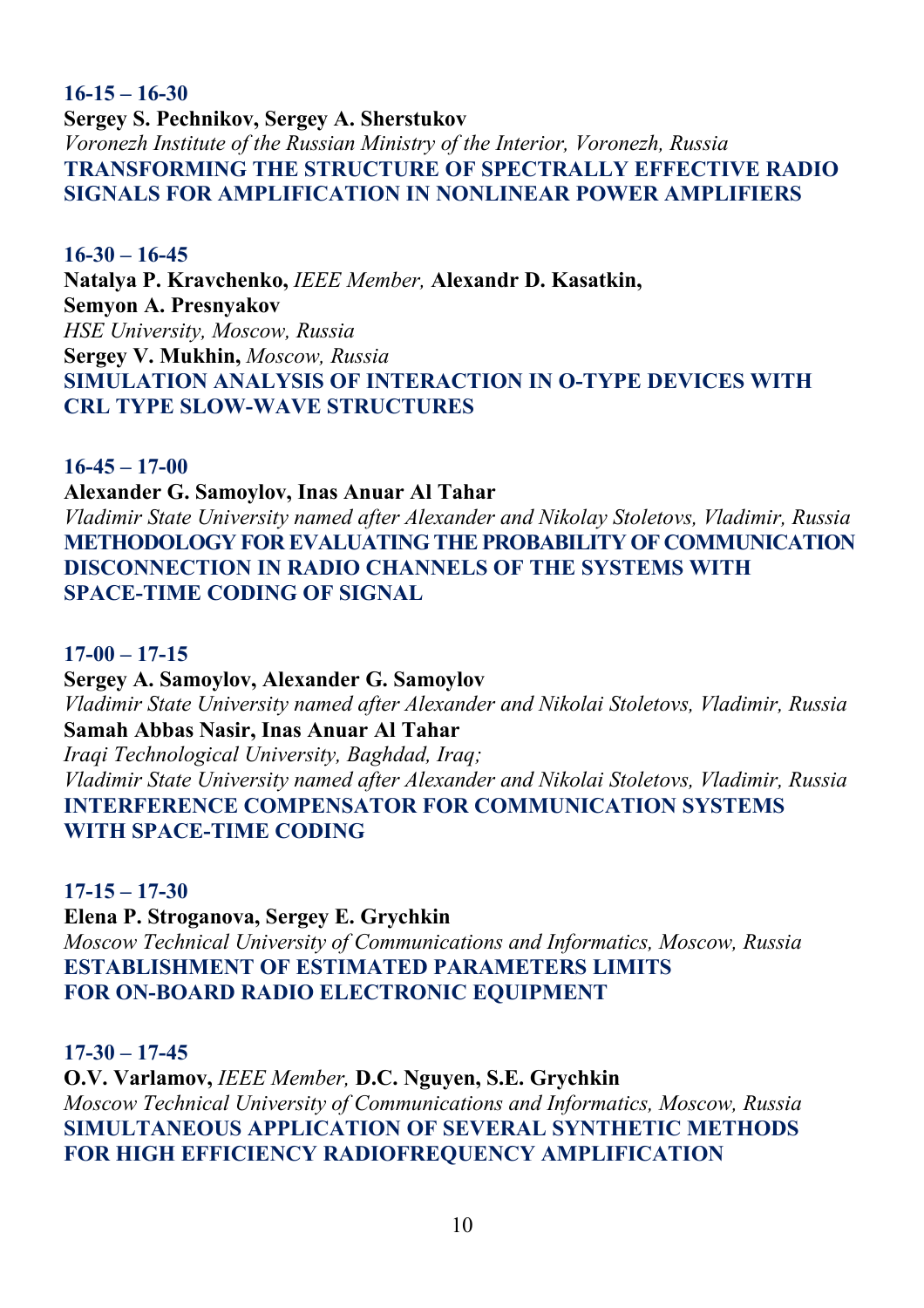**16-15 – 16-30**
**Sergey S. Pechnikov, Sergey A. Sherstukov**
*Voronezh Institute of the Russian Ministry of the Interior, Voronezh, Russia*
**TRANSFORMING THE STRUCTURE OF SPECTRALLY EFFECTIVE RADIO SIGNALS FOR AMPLIFICATION IN NONLINEAR POWER AMPLIFIERS**

**16-30 – 16-45**
**Natalya P. Kravchenko,** *IEEE Member,* **Alexandr D. Kasatkin, Semyon A. Presnyakov**
*HSE University, Moscow, Russia*
**Sergey V. Mukhin,** *Moscow, Russia*
**SIMULATION ANALYSIS OF INTERACTION IN O-TYPE DEVICES WITH CRL TYPE SLOW-WAVE STRUCTURES**

**16-45 – 17-00**
**Alexander G. Samoylov, Inas Anuar Al Tahar**
*Vladimir State University named after Alexander and Nikolay Stoletovs, Vladimir, Russia*
**METHODOLOGY FOR EVALUATING THE PROBABILITY OF COMMUNICATION DISCONNECTION IN RADIO CHANNELS OF THE SYSTEMS WITH SPACE-TIME CODING OF SIGNAL**

**17-00 – 17-15**
**Sergey A. Samoylov, Alexander G. Samoylov**
*Vladimir State University named after Alexander and Nikolai Stoletovs, Vladimir, Russia*
**Samah Abbas Nasir, Inas Anuar Al Tahar**
*Iraqi Technological University, Baghdad, Iraq;*
*Vladimir State University named after Alexander and Nikolai Stoletovs, Vladimir, Russia*
**INTERFERENCE COMPENSATOR FOR COMMUNICATION SYSTEMS WITH SPACE-TIME CODING**

**17-15 – 17-30**
**Elena P. Stroganova, Sergey E. Grychkin**
*Moscow Technical University of Communications and Informatics, Moscow, Russia*
**ESTABLISHMENT OF ESTIMATED PARAMETERS LIMITS FOR ON-BOARD RADIO ELECTRONIC EQUIPMENT**

**17-30 – 17-45**
**O.V. Varlamov,** *IEEE Member,* **D.C. Nguyen, S.E. Grychkin**
*Moscow Technical University of Communications and Informatics, Moscow, Russia*
**SIMULTANEOUS APPLICATION OF SEVERAL SYNTHETIC METHODS FOR HIGH EFFICIENCY RADIOFREQUENCY AMPLIFICATION**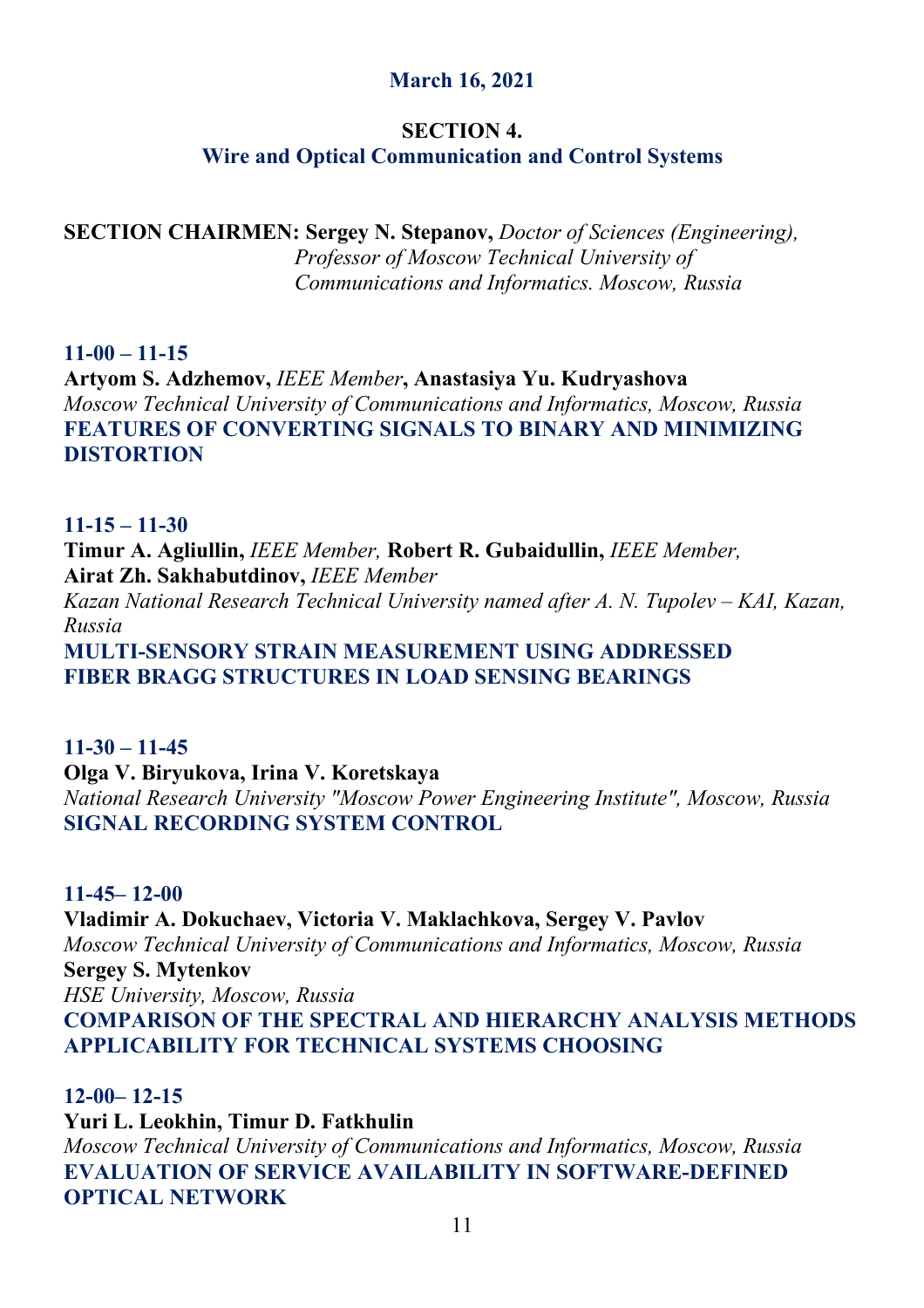**March 16, 2021**

## SECTION 4.
## Wire and Optical Communication and Control Systems

**SECTION CHAIRMEN: Sergey N. Stepanov,** *Doctor of Sciences (Engineering), Professor of Moscow Technical University of Communications and Informatics. Moscow, Russia*

**11-00 – 11-15**
**Artyom S. Adzhemov,** *IEEE Member*, **Anastasiya Yu. Kudryashova**
*Moscow Technical University of Communications and Informatics, Moscow, Russia*
**FEATURES OF CONVERTING SIGNALS TO BINARY AND MINIMIZING DISTORTION**

**11-15 – 11-30**
**Timur A. Agliullin,** *IEEE Member,* **Robert R. Gubaidullin,** *IEEE Member,*
**Airat Zh. Sakhabutdinov,** *IEEE Member*
*Kazan National Research Technical University named after A. N. Tupolev – KAI, Kazan, Russia*
**MULTI-SENSORY STRAIN MEASUREMENT USING ADDRESSED FIBER BRAGG STRUCTURES IN LOAD SENSING BEARINGS**

**11-30 – 11-45**
**Olga V. Biryukova, Irina V. Koretskaya**
*National Research University "Moscow Power Engineering Institute", Moscow, Russia*
**SIGNAL RECORDING SYSTEM CONTROL**

**11-45– 12-00**
**Vladimir A. Dokuchaev, Victoria V. Maklachkova, Sergey V. Pavlov**
*Moscow Technical University of Communications and Informatics, Moscow, Russia*
**Sergey S. Mytenkov**
*HSE University, Moscow, Russia*
**COMPARISON OF THE SPECTRAL AND HIERARCHY ANALYSIS METHODS APPLICABILITY FOR TECHNICAL SYSTEMS CHOOSING**

**12-00– 12-15**
**Yuri L. Leokhin, Timur D. Fatkhulin**
*Moscow Technical University of Communications and Informatics, Moscow, Russia*
**EVALUATION OF SERVICE AVAILABILITY IN SOFTWARE-DEFINED OPTICAL NETWORK**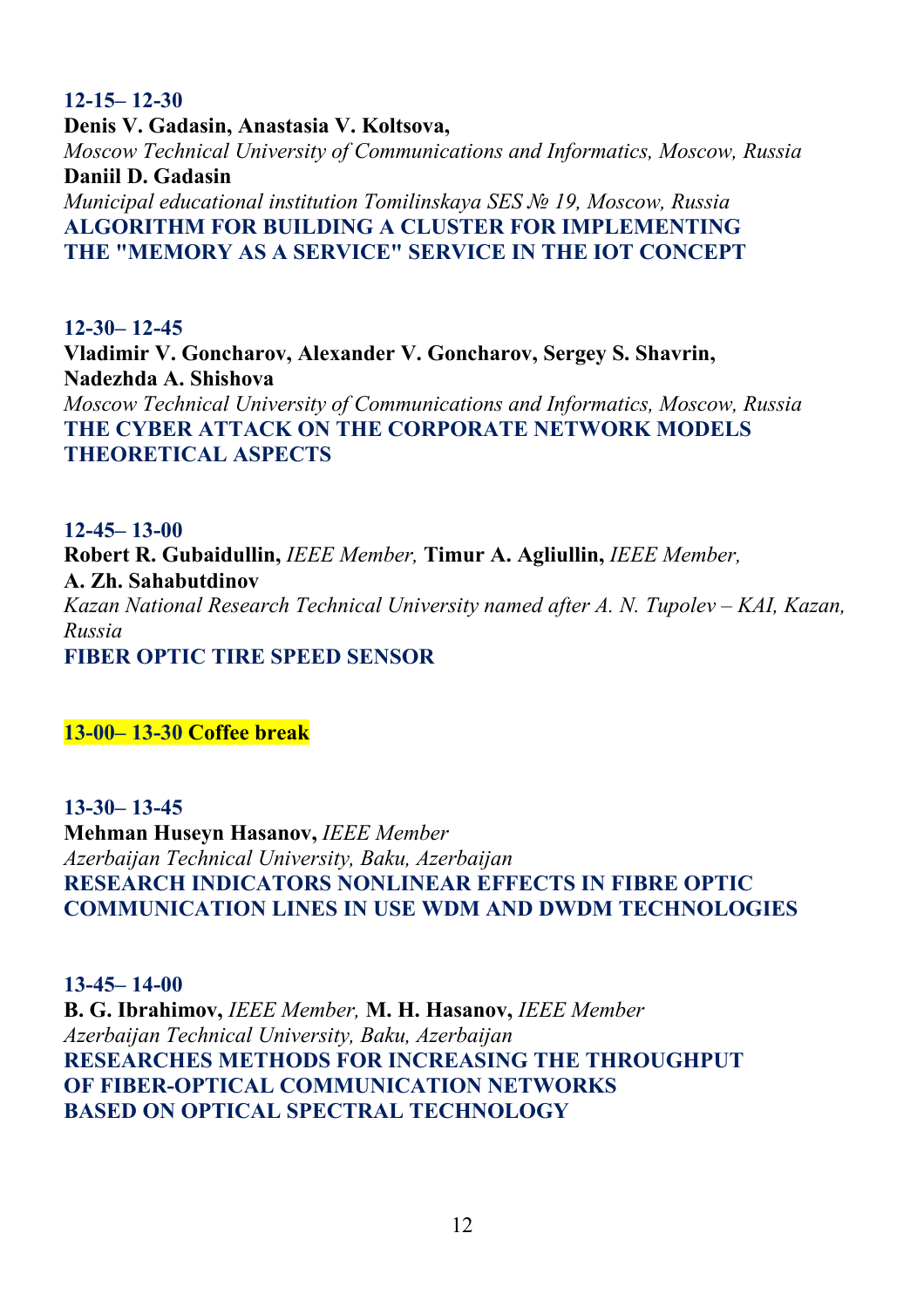**12-15– 12-30**

**Denis V. Gadasin, Anastasia V. Koltsova,**
*Moscow Technical University of Communications and Informatics, Moscow, Russia*
**Daniil D. Gadasin**
*Municipal educational institution Tomilinskaya SES № 19, Moscow, Russia*
**ALGORITHM FOR BUILDING A CLUSTER FOR IMPLEMENTING THE "MEMORY AS A SERVICE" SERVICE IN THE IOT CONCEPT**

**12-30– 12-45**

**Vladimir V. Goncharov, Alexander V. Goncharov, Sergey S. Shavrin, Nadezhda A. Shishova**
*Moscow Technical University of Communications and Informatics, Moscow, Russia*
**THE CYBER ATTACK ON THE CORPORATE NETWORK MODELS THEORETICAL ASPECTS**

**12-45– 13-00**

**Robert R. Gubaidullin,** *IEEE Member,* **Timur A. Agliullin,** *IEEE Member,*
**A. Zh. Sahabutdinov**
*Kazan National Research Technical University named after A. N. Tupolev – KAI, Kazan, Russia*
**FIBER OPTIC TIRE SPEED SENSOR**

**13-00– 13-30 Coffee break**

**13-30– 13-45**

**Mehman Huseyn Hasanov,** *IEEE Member*
*Azerbaijan Technical University, Baku, Azerbaijan*
**RESEARCH INDICATORS NONLINEAR EFFECTS IN FIBRE OPTIC COMMUNICATION LINES IN USE WDM AND DWDM TECHNOLOGIES**

**13-45– 14-00**

**B. G. Ibrahimov,** *IEEE Member,* **M. H. Hasanov,** *IEEE Member*
*Azerbaijan Technical University, Baku, Azerbaijan*
**RESEARCHES METHODS FOR INCREASING THE THROUGHPUT OF FIBER-OPTICAL COMMUNICATION NETWORKS BASED ON OPTICAL SPECTRAL TECHNOLOGY**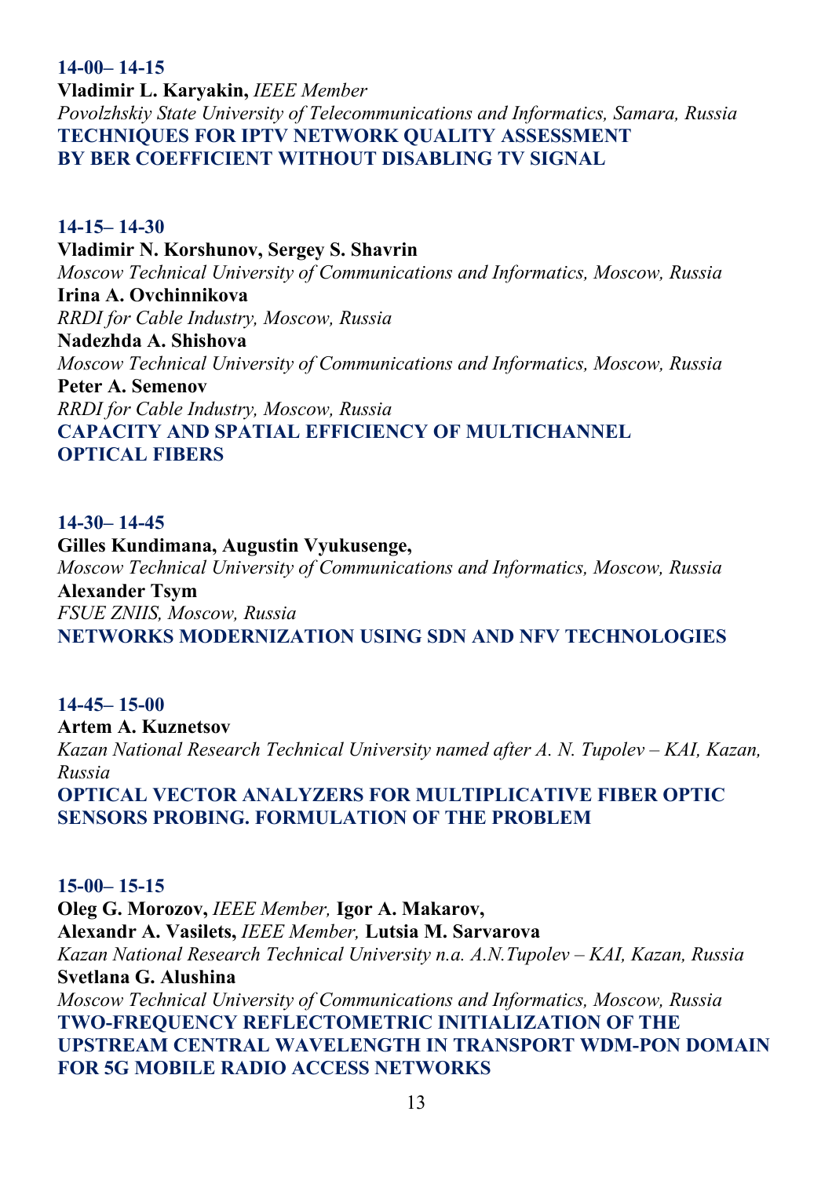**14-00– 14-15**

**Vladimir L. Karyakin,** *IEEE Member*

*Povolzhskiy State University of Telecommunications and Informatics, Samara, Russia*

**TECHNIQUES FOR IPTV NETWORK QUALITY ASSESSMENT BY BER COEFFICIENT WITHOUT DISABLING TV SIGNAL**

**14-15– 14-30**

**Vladimir N. Korshunov, Sergey S. Shavrin**

*Moscow Technical University of Communications and Informatics, Moscow, Russia*

**Irina A. Ovchinnikova**

*RRDI for Cable Industry, Moscow, Russia*

**Nadezhda A. Shishova**

*Moscow Technical University of Communications and Informatics, Moscow, Russia*

**Peter A. Semenov**

*RRDI for Cable Industry, Moscow, Russia*

**CAPACITY AND SPATIAL EFFICIENCY OF MULTICHANNEL OPTICAL FIBERS**

**14-30– 14-45**

**Gilles Kundimana, Augustin Vyukusenge,**

*Moscow Technical University of Communications and Informatics, Moscow, Russia*

**Alexander Tsym**

*FSUE ZNIIS, Moscow, Russia*

**NETWORKS MODERNIZATION USING SDN AND NFV TECHNOLOGIES**

**14-45– 15-00**

**Artem A. Kuznetsov**

*Kazan National Research Technical University named after A. N. Tupolev – KAI, Kazan, Russia*

**OPTICAL VECTOR ANALYZERS FOR MULTIPLICATIVE FIBER OPTIC SENSORS PROBING. FORMULATION OF THE PROBLEM**

**15-00– 15-15**

**Oleg G. Morozov,** *IEEE Member,* **Igor A. Makarov,**
**Alexandr A. Vasilets,** *IEEE Member,* **Lutsia M. Sarvarova**

*Kazan National Research Technical University n.a. A.N.Tupolev – KAI, Kazan, Russia*

**Svetlana G. Alushina**

*Moscow Technical University of Communications and Informatics, Moscow, Russia*

**TWO-FREQUENCY REFLECTOMETRIC INITIALIZATION OF THE UPSTREAM CENTRAL WAVELENGTH IN TRANSPORT WDM-PON DOMAIN FOR 5G MOBILE RADIO ACCESS NETWORKS**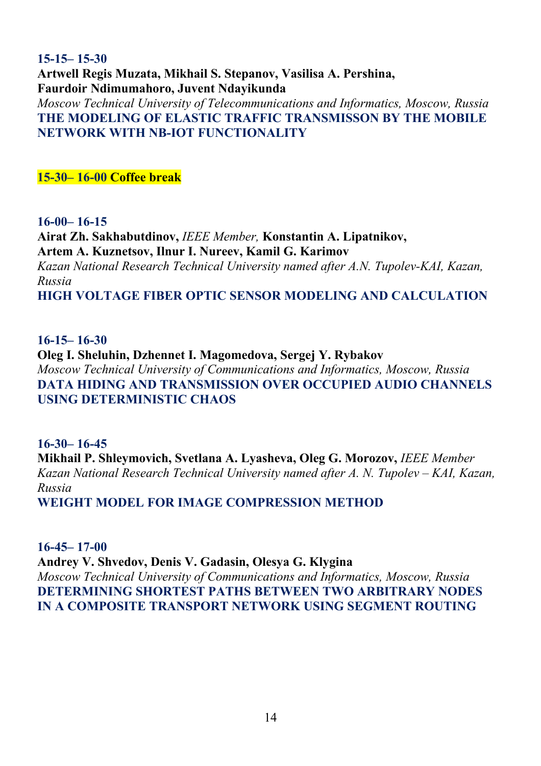**15-15– 15-30**

**Artwell Regis Muzata, Mikhail S. Stepanov, Vasilisa A. Pershina, Faurdoir Ndimumahoro, Juvent Ndayikunda**

*Moscow Technical University of Telecommunications and Informatics, Moscow, Russia*

**THE MODELING OF ELASTIC TRAFFIC TRANSMISSON BY THE MOBILE NETWORK WITH NB-IOT FUNCTIONALITY**

**15-30– 16-00 Coffee break**

**16-00– 16-15**

**Airat Zh. Sakhabutdinov,** *IEEE Member,* **Konstantin A. Lipatnikov, Artem A. Kuznetsov, Ilnur I. Nureev, Kamil G. Karimov**

*Kazan National Research Technical University named after A.N. Tupolev-KAI, Kazan, Russia*

**HIGH VOLTAGE FIBER OPTIC SENSOR MODELING AND CALCULATION**

**16-15– 16-30**

**Oleg I. Sheluhin, Dzhennet I. Magomedova, Sergej Y. Rybakov**

*Moscow Technical University of Communications and Informatics, Moscow, Russia*

**DATA HIDING AND TRANSMISSION OVER OCCUPIED AUDIO CHANNELS USING DETERMINISTIC CHAOS**

**16-30– 16-45**

**Mikhail P. Shleymovich, Svetlana A. Lyasheva, Oleg G. Morozov,** *IEEE Member*

*Kazan National Research Technical University named after A. N. Tupolev – KAI, Kazan, Russia*

**WEIGHT MODEL FOR IMAGE COMPRESSION METHOD**

**16-45– 17-00**

**Andrey V. Shvedov, Denis V. Gadasin, Olesya G. Klygina**

*Moscow Technical University of Communications and Informatics, Moscow, Russia*

**DETERMINING SHORTEST PATHS BETWEEN TWO ARBITRARY NODES IN A COMPOSITE TRANSPORT NETWORK USING SEGMENT ROUTING**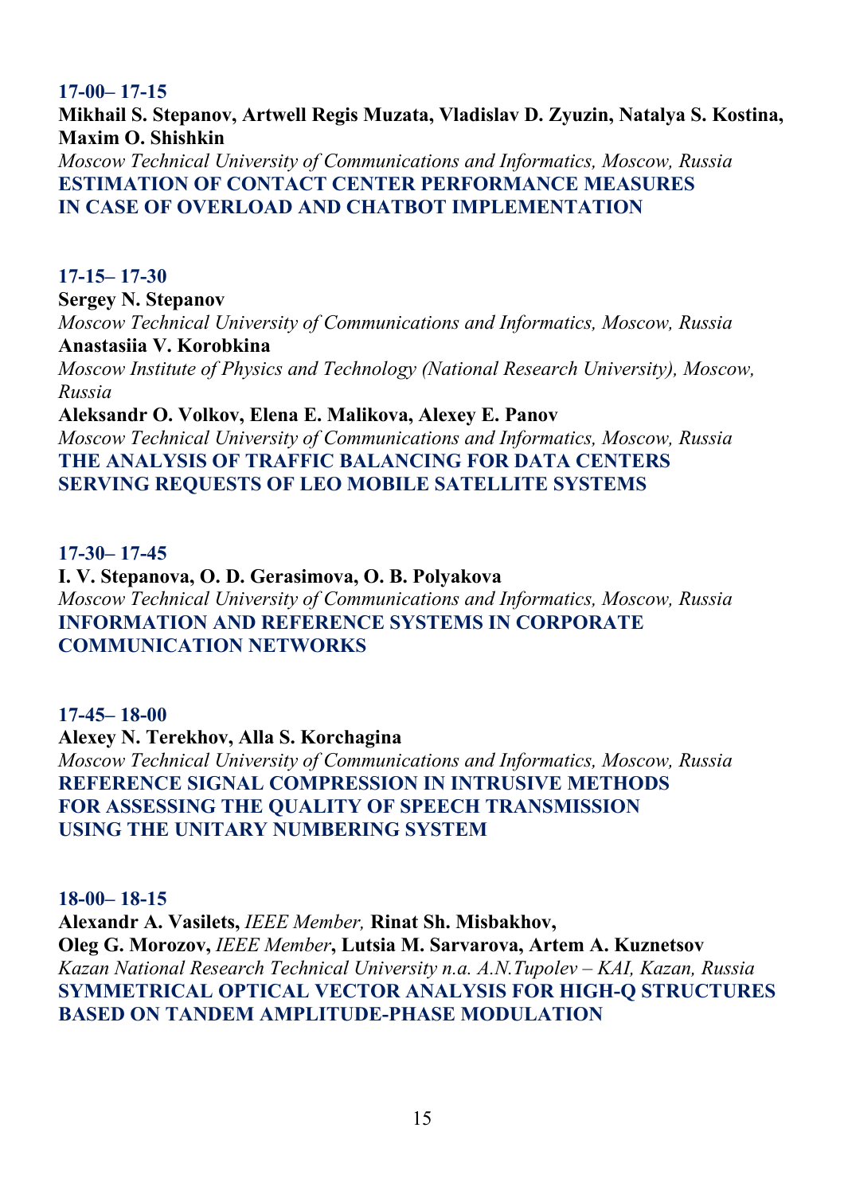**17-00– 17-15**

**Mikhail S. Stepanov, Artwell Regis Muzata, Vladislav D. Zyuzin, Natalya S. Kostina, Maxim O. Shishkin**

*Moscow Technical University of Communications and Informatics, Moscow, Russia*

**ESTIMATION OF CONTACT CENTER PERFORMANCE MEASURES IN CASE OF OVERLOAD AND CHATBOT IMPLEMENTATION**

**17-15– 17-30**

**Sergey N. Stepanov**

*Moscow Technical University of Communications and Informatics, Moscow, Russia*

**Anastasiia V. Korobkina**

*Moscow Institute of Physics and Technology (National Research University), Moscow, Russia*

**Aleksandr O. Volkov, Elena E. Malikova, Alexey E. Panov**

*Moscow Technical University of Communications and Informatics, Moscow, Russia*

**THE ANALYSIS OF TRAFFIC BALANCING FOR DATA CENTERS SERVING REQUESTS OF LEO MOBILE SATELLITE SYSTEMS**

**17-30– 17-45**

**I. V. Stepanova, O. D. Gerasimova, O. B. Polyakova**

*Moscow Technical University of Communications and Informatics, Moscow, Russia*

**INFORMATION AND REFERENCE SYSTEMS IN CORPORATE COMMUNICATION NETWORKS**

**17-45– 18-00**

**Alexey N. Terekhov, Alla S. Korchagina**

*Moscow Technical University of Communications and Informatics, Moscow, Russia*

**REFERENCE SIGNAL COMPRESSION IN INTRUSIVE METHODS FOR ASSESSING THE QUALITY OF SPEECH TRANSMISSION USING THE UNITARY NUMBERING SYSTEM**

**18-00– 18-15**

**Alexandr A. Vasilets,** *IEEE Member,* **Rinat Sh. Misbakhov, Oleg G. Morozov,** *IEEE Member*, **Lutsia M. Sarvarova, Artem A. Kuznetsov**

*Kazan National Research Technical University n.a. A.N.Tupolev – KAI, Kazan, Russia*

**SYMMETRICAL OPTICAL VECTOR ANALYSIS FOR HIGH-Q STRUCTURES BASED ON TANDEM AMPLITUDE-PHASE MODULATION**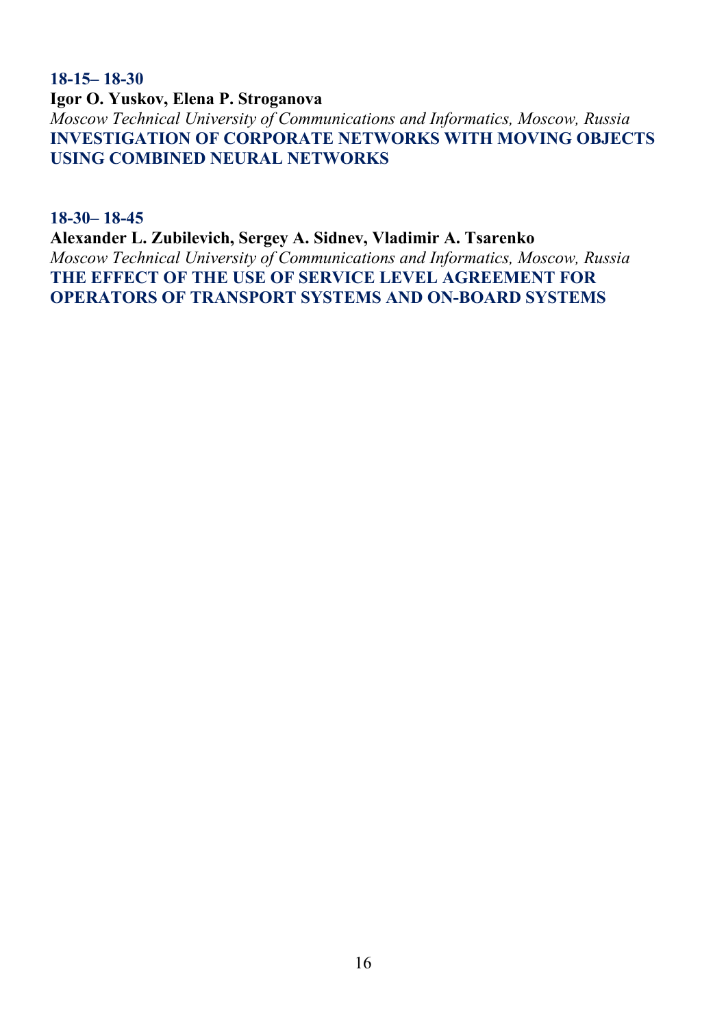**18-15– 18-30**

**Igor O. Yuskov, Elena P. Stroganova**

*Moscow Technical University of Communications and Informatics, Moscow, Russia*

**INVESTIGATION OF CORPORATE NETWORKS WITH MOVING OBJECTS USING COMBINED NEURAL NETWORKS**

**18-30– 18-45**

**Alexander L. Zubilevich, Sergey A. Sidnev, Vladimir A. Tsarenko**

*Moscow Technical University of Communications and Informatics, Moscow, Russia*

**THE EFFECT OF THE USE OF SERVICE LEVEL AGREEMENT FOR OPERATORS OF TRANSPORT SYSTEMS AND ON-BOARD SYSTEMS**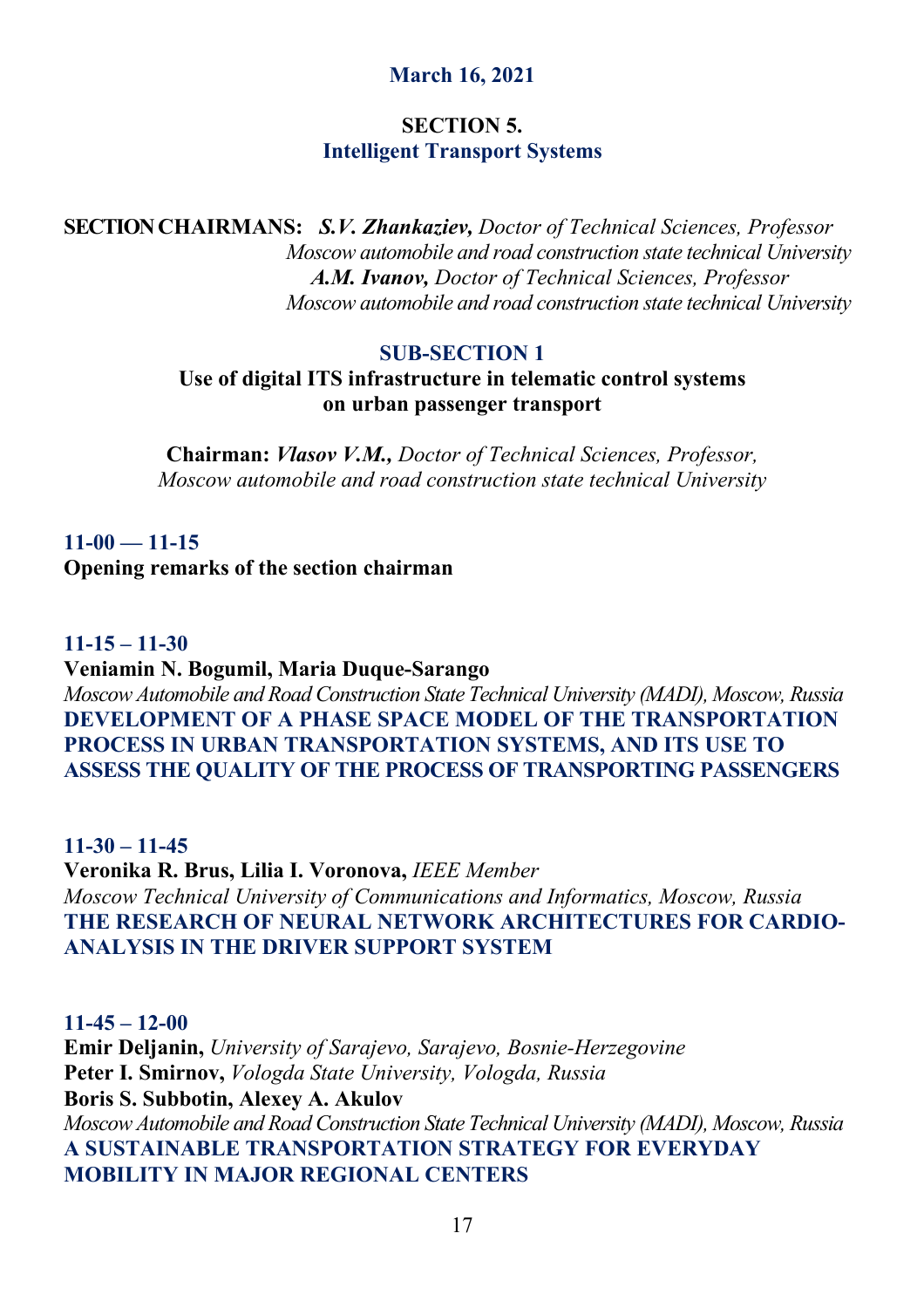**March 16, 2021**

## SECTION 5.
## Intelligent Transport Systems

**SECTION CHAIRMANS:** ***S.V. Zhankaziev,*** *Doctor of Technical Sciences, Professor*
*Moscow automobile and road construction state technical University*
***A.M. Ivanov,*** *Doctor of Technical Sciences, Professor*
*Moscow automobile and road construction state technical University*

### SUB-SECTION 1
### Use of digital ITS infrastructure in telematic control systems on urban passenger transport

**Chairman:** ***Vlasov V.M.,*** *Doctor of Technical Sciences, Professor,*
*Moscow automobile and road construction state technical University*

**11-00 — 11-15**
**Opening remarks of the section chairman**

**11-15 – 11-30**
**Veniamin N. Bogumil, Maria Duque-Sarango**
*Moscow Automobile and Road Construction State Technical University (MADI), Moscow, Russia*
**DEVELOPMENT OF A PHASE SPACE MODEL OF THE TRANSPORTATION PROCESS IN URBAN TRANSPORTATION SYSTEMS, AND ITS USE TO ASSESS THE QUALITY OF THE PROCESS OF TRANSPORTING PASSENGERS**

**11-30 – 11-45**
**Veronika R. Brus, Lilia I. Voronova,** *IEEE Member*
*Moscow Technical University of Communications and Informatics, Moscow, Russia*
**THE RESEARCH OF NEURAL NETWORK ARCHITECTURES FOR CARDIO-ANALYSIS IN THE DRIVER SUPPORT SYSTEM**

**11-45 – 12-00**
**Emir Deljanin,** *University of Sarajevo, Sarajevo, Bosnie-Herzegovine*
**Peter I. Smirnov,** *Vologda State University, Vologda, Russia*
**Boris S. Subbotin, Alexey A. Akulov**
*Moscow Automobile and Road Construction State Technical University (MADI), Moscow, Russia*
**A SUSTAINABLE TRANSPORTATION STRATEGY FOR EVERYDAY MOBILITY IN MAJOR REGIONAL CENTERS**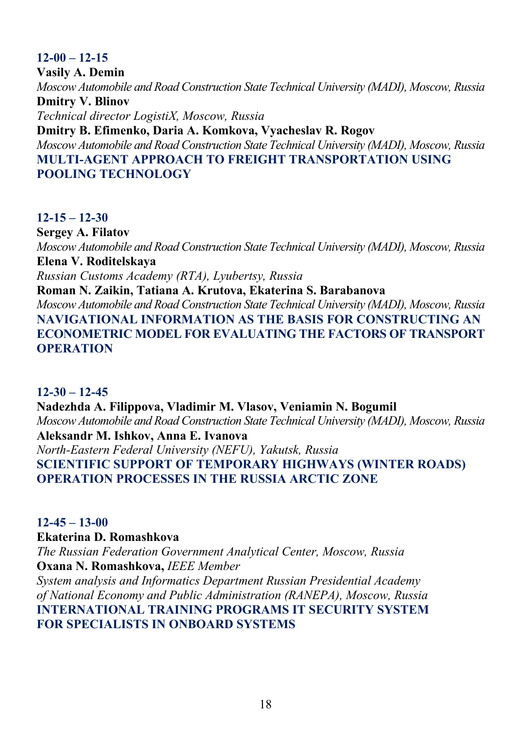**12-00 – 12-15**

**Vasily A. Demin**

*Moscow Automobile and Road Construction State Technical University (MADI), Moscow, Russia*

**Dmitry V. Blinov**

*Technical director LogistiX, Moscow, Russia*

**Dmitry B. Efimenko, Daria A. Komkova, Vyacheslav R. Rogov**

*Moscow Automobile and Road Construction State Technical University (MADI), Moscow, Russia*

**MULTI-AGENT APPROACH TO FREIGHT TRANSPORTATION USING POOLING TECHNOLOGY**

**12-15 – 12-30**

**Sergey A. Filatov**

*Moscow Automobile and Road Construction State Technical University (MADI), Moscow, Russia*

**Elena V. Roditelskaya**

*Russian Customs Academy (RTA), Lyubertsy, Russia*

**Roman N. Zaikin, Tatiana A. Krutova, Ekaterina S. Barabanova**

*Moscow Automobile and Road Construction State Technical University (MADI), Moscow, Russia*

**NAVIGATIONAL INFORMATION AS THE BASIS FOR CONSTRUCTING AN ECONOMETRIC MODEL FOR EVALUATING THE FACTORS OF TRANSPORT OPERATION**

**12-30 – 12-45**

**Nadezhda A. Filippova, Vladimir M. Vlasov, Veniamin N. Bogumil**

*Moscow Automobile and Road Construction State Technical University (MADI), Moscow, Russia*

**Aleksandr M. Ishkov, Anna E. Ivanova**

*North-Eastern Federal University (NEFU), Yakutsk, Russia*

**SCIENTIFIC SUPPORT OF TEMPORARY HIGHWAYS (WINTER ROADS) OPERATION PROCESSES IN THE RUSSIA ARCTIC ZONE**

**12-45 – 13-00**

**Ekaterina D. Romashkova**

*The Russian Federation Government Analytical Center, Moscow, Russia*

**Oxana N. Romashkova,** *IEEE Member*

*System analysis and Informatics Department Russian Presidential Academy of National Economy and Public Administration (RANEPA), Moscow, Russia*

**INTERNATIONAL TRAINING PROGRAMS IT SECURITY SYSTEM FOR SPECIALISTS IN ONBOARD SYSTEMS**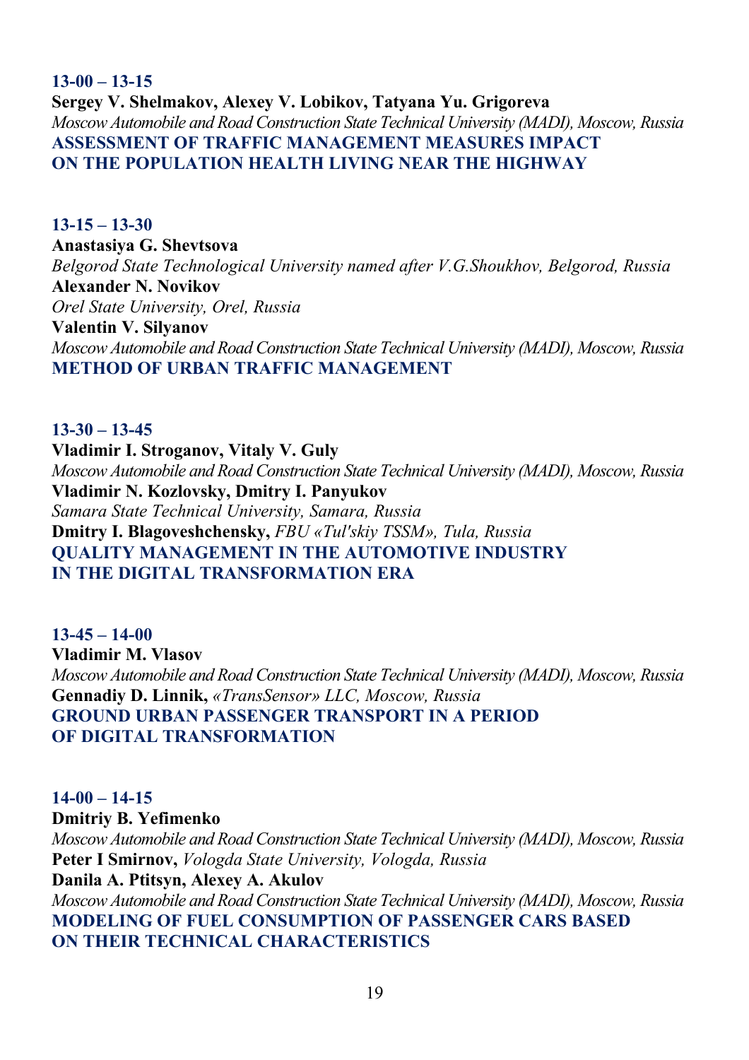**13-00 – 13-15**

**Sergey V. Shelmakov, Alexey V. Lobikov, Tatyana Yu. Grigoreva**

*Moscow Automobile and Road Construction State Technical University (MADI), Moscow, Russia*

**ASSESSMENT OF TRAFFIC MANAGEMENT MEASURES IMPACT ON THE POPULATION HEALTH LIVING NEAR THE HIGHWAY**

**13-15 – 13-30**

**Anastasiya G. Shevtsova**

*Belgorod State Technological University named after V.G.Shoukhov, Belgorod, Russia*

**Alexander N. Novikov**

*Orel State University, Orel, Russia*

**Valentin V. Silyanov**

*Moscow Automobile and Road Construction State Technical University (MADI), Moscow, Russia*

**METHOD OF URBAN TRAFFIC MANAGEMENT**

**13-30 – 13-45**

**Vladimir I. Stroganov, Vitaly V. Guly**

*Moscow Automobile and Road Construction State Technical University (MADI), Moscow, Russia*

**Vladimir N. Kozlovsky, Dmitry I. Panyukov**

*Samara State Technical University, Samara, Russia*

**Dmitry I. Blagoveshchensky,** *FBU «Tul'skiy TSSM», Tula, Russia*

**QUALITY MANAGEMENT IN THE AUTOMOTIVE INDUSTRY IN THE DIGITAL TRANSFORMATION ERA**

**13-45 – 14-00**

**Vladimir M. Vlasov**

*Moscow Automobile and Road Construction State Technical University (MADI), Moscow, Russia*

**Gennadiy D. Linnik,** *«TransSensor» LLC, Moscow, Russia*

**GROUND URBAN PASSENGER TRANSPORT IN A PERIOD OF DIGITAL TRANSFORMATION**

**14-00 – 14-15**

**Dmitriy B. Yefimenko**

*Moscow Automobile and Road Construction State Technical University (MADI), Moscow, Russia*

**Peter I Smirnov,** *Vologda State University, Vologda, Russia*

**Danila A. Ptitsyn, Alexey A. Akulov**

*Moscow Automobile and Road Construction State Technical University (MADI), Moscow, Russia*

**MODELING OF FUEL CONSUMPTION OF PASSENGER CARS BASED ON THEIR TECHNICAL CHARACTERISTICS**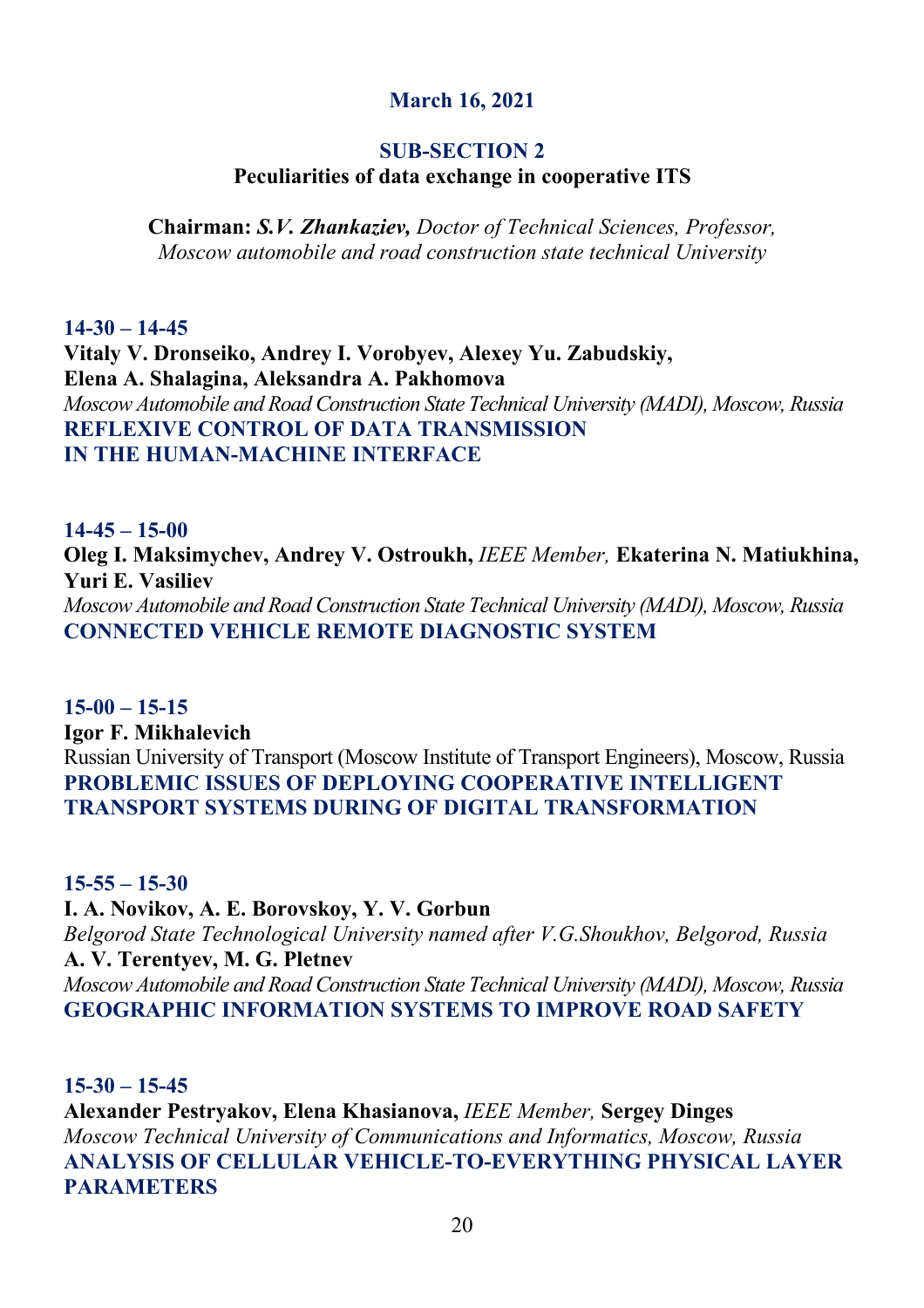**March 16, 2021**

**SUB-SECTION 2**

**Peculiarities of data exchange in cooperative ITS**

**Chairman:** ***S.V. Zhankaziev,*** *Doctor of Technical Sciences, Professor, Moscow automobile and road construction state technical University*

**14-30 – 14-45**
**Vitaly V. Dronseiko, Andrey I. Vorobyev, Alexey Yu. Zabudskiy, Elena A. Shalagina, Aleksandra A. Pakhomova**
*Moscow Automobile and Road Construction State Technical University (MADI), Moscow, Russia*
**REFLEXIVE CONTROL OF DATA TRANSMISSION IN THE HUMAN-MACHINE INTERFACE**

**14-45 – 15-00**
**Oleg I. Maksimychev, Andrey V. Ostroukh,** *IEEE Member,* **Ekaterina N. Matiukhina, Yuri E. Vasiliev**
*Moscow Automobile and Road Construction State Technical University (MADI), Moscow, Russia*
**CONNECTED VEHICLE REMOTE DIAGNOSTIC SYSTEM**

**15-00 – 15-15**
**Igor F. Mikhalevich**
Russian University of Transport (Moscow Institute of Transport Engineers), Moscow, Russia
**PROBLEMIC ISSUES OF DEPLOYING COOPERATIVE INTELLIGENT TRANSPORT SYSTEMS DURING OF DIGITAL TRANSFORMATION**

**15-55 – 15-30**
**I. A. Novikov, A. E. Borovskoy, Y. V. Gorbun**
*Belgorod State Technological University named after V.G.Shoukhov, Belgorod, Russia*
**A. V. Terentyev, M. G. Pletnev**
*Moscow Automobile and Road Construction State Technical University (MADI), Moscow, Russia*
**GEOGRAPHIC INFORMATION SYSTEMS TO IMPROVE ROAD SAFETY**

**15-30 – 15-45**
**Alexander Pestryakov, Elena Khasianova,** *IEEE Member,* **Sergey Dinges**
*Moscow Technical University of Communications and Informatics, Moscow, Russia*
**ANALYSIS OF CELLULAR VEHICLE-TO-EVERYTHING PHYSICAL LAYER PARAMETERS**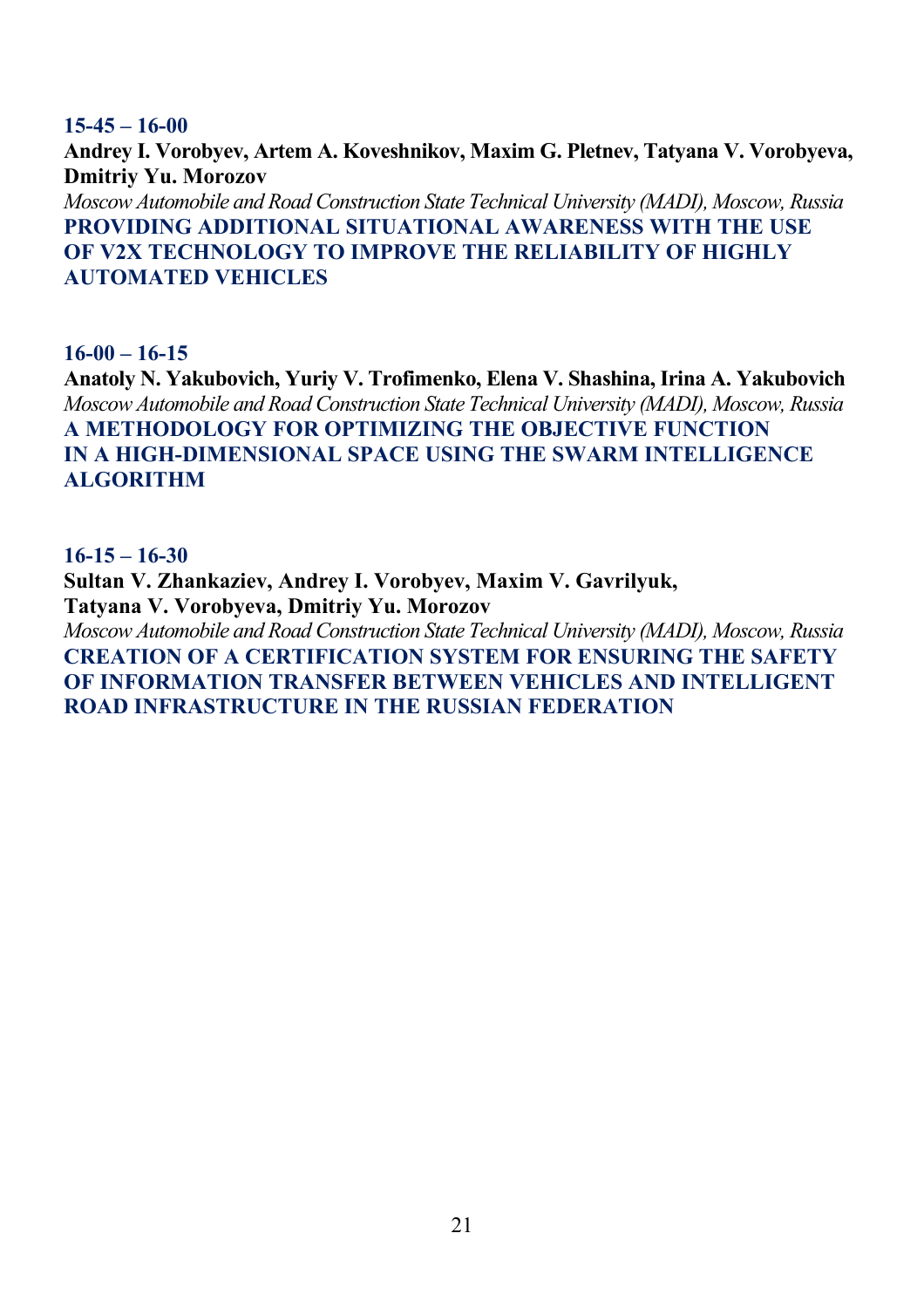**15-45 – 16-00**

**Andrey I. Vorobyev, Artem A. Koveshnikov, Maxim G. Pletnev, Tatyana V. Vorobyeva, Dmitriy Yu. Morozov**

*Moscow Automobile and Road Construction State Technical University (MADI), Moscow, Russia*

**PROVIDING ADDITIONAL SITUATIONAL AWARENESS WITH THE USE OF V2X TECHNOLOGY TO IMPROVE THE RELIABILITY OF HIGHLY AUTOMATED VEHICLES**

**16-00 – 16-15**

**Anatoly N. Yakubovich, Yuriy V. Trofimenko, Elena V. Shashina, Irina A. Yakubovich**

*Moscow Automobile and Road Construction State Technical University (MADI), Moscow, Russia*

**A METHODOLOGY FOR OPTIMIZING THE OBJECTIVE FUNCTION IN A HIGH-DIMENSIONAL SPACE USING THE SWARM INTELLIGENCE ALGORITHM**

**16-15 – 16-30**

**Sultan V. Zhankaziev, Andrey I. Vorobyev, Maxim V. Gavrilyuk, Tatyana V. Vorobyeva, Dmitriy Yu. Morozov**

*Moscow Automobile and Road Construction State Technical University (MADI), Moscow, Russia*

**CREATION OF A CERTIFICATION SYSTEM FOR ENSURING THE SAFETY OF INFORMATION TRANSFER BETWEEN VEHICLES AND INTELLIGENT ROAD INFRASTRUCTURE IN THE RUSSIAN FEDERATION**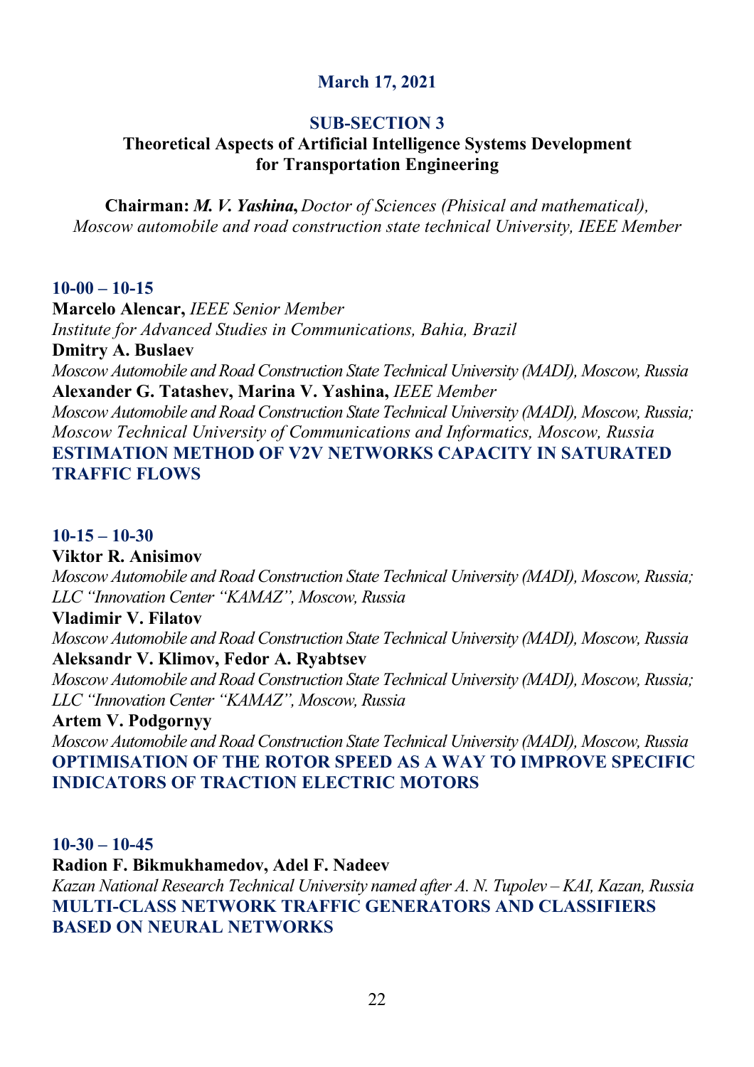## March 17, 2021

### SUB-SECTION 3

### Theoretical Aspects of Artificial Intelligence Systems Development for Transportation Engineering

**Chairman:** ***M. V. Yashina,*** *Doctor of Sciences (Phisical and mathematical), Moscow automobile and road construction state technical University, IEEE Member*

**10-00 – 10-15**

**Marcelo Alencar,** *IEEE Senior Member*
*Institute for Advanced Studies in Communications, Bahia, Brazil*
**Dmitry A. Buslaev**
*Moscow Automobile and Road Construction State Technical University (MADI), Moscow, Russia*
**Alexander G. Tatashev, Marina V. Yashina,** *IEEE Member*
*Moscow Automobile and Road Construction State Technical University (MADI), Moscow, Russia; Moscow Technical University of Communications and Informatics, Moscow, Russia*
**ESTIMATION METHOD OF V2V NETWORKS CAPACITY IN SATURATED TRAFFIC FLOWS**

**10-15 – 10-30**

**Viktor R. Anisimov**
*Moscow Automobile and Road Construction State Technical University (MADI), Moscow, Russia; LLC "Innovation Center "KAMAZ", Moscow, Russia*
**Vladimir V. Filatov**
*Moscow Automobile and Road Construction State Technical University (MADI), Moscow, Russia*
**Aleksandr V. Klimov, Fedor A. Ryabtsev**
*Moscow Automobile and Road Construction State Technical University (MADI), Moscow, Russia; LLC "Innovation Center "KAMAZ", Moscow, Russia*
**Artem V. Podgornyy**
*Moscow Automobile and Road Construction State Technical University (MADI), Moscow, Russia*
**OPTIMISATION OF THE ROTOR SPEED AS A WAY TO IMPROVE SPECIFIC INDICATORS OF TRACTION ELECTRIC MOTORS**

**10-30 – 10-45**

**Radion F. Bikmukhamedov, Adel F. Nadeev**
*Kazan National Research Technical University named after A. N. Tupolev – KAI, Kazan, Russia*
**MULTI-CLASS NETWORK TRAFFIC GENERATORS AND CLASSIFIERS BASED ON NEURAL NETWORKS**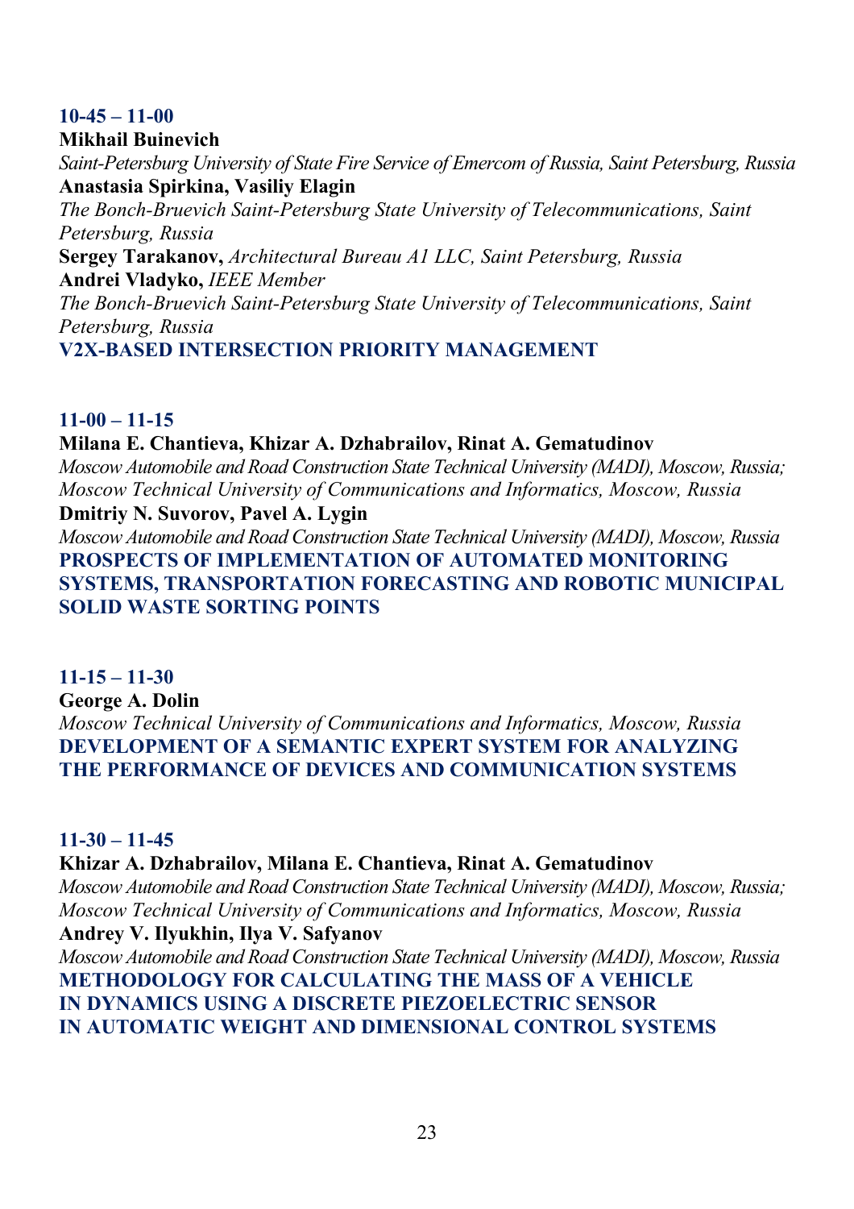**10-45 – 11-00**

**Mikhail Buinevich**

*Saint-Petersburg University of State Fire Service of Emercom of Russia, Saint Petersburg, Russia*

**Anastasia Spirkina, Vasiliy Elagin**

*The Bonch-Bruevich Saint-Petersburg State University of Telecommunications, Saint Petersburg, Russia*

**Sergey Tarakanov,** *Architectural Bureau A1 LLC, Saint Petersburg, Russia*

**Andrei Vladyko,** *IEEE Member*

*The Bonch-Bruevich Saint-Petersburg State University of Telecommunications, Saint Petersburg, Russia*

**V2X-BASED INTERSECTION PRIORITY MANAGEMENT**

**11-00 – 11-15**

**Milana E. Chantieva, Khizar A. Dzhabrailov, Rinat A. Gematudinov**

*Moscow Automobile and Road Construction State Technical University (MADI), Moscow, Russia; Moscow Technical University of Communications and Informatics, Moscow, Russia*

**Dmitriy N. Suvorov, Pavel A. Lygin**

*Moscow Automobile and Road Construction State Technical University (MADI), Moscow, Russia*

**PROSPECTS OF IMPLEMENTATION OF AUTOMATED MONITORING SYSTEMS, TRANSPORTATION FORECASTING AND ROBOTIC MUNICIPAL SOLID WASTE SORTING POINTS**

**11-15 – 11-30**

**George A. Dolin**

*Moscow Technical University of Communications and Informatics, Moscow, Russia*

**DEVELOPMENT OF A SEMANTIC EXPERT SYSTEM FOR ANALYZING THE PERFORMANCE OF DEVICES AND COMMUNICATION SYSTEMS**

**11-30 – 11-45**

**Khizar A. Dzhabrailov, Milana E. Chantieva, Rinat A. Gematudinov**

*Moscow Automobile and Road Construction State Technical University (MADI), Moscow, Russia; Moscow Technical University of Communications and Informatics, Moscow, Russia*

**Andrey V. Ilyukhin, Ilya V. Safyanov**

*Moscow Automobile and Road Construction State Technical University (MADI), Moscow, Russia*

**METHODOLOGY FOR CALCULATING THE MASS OF A VEHICLE IN DYNAMICS USING A DISCRETE PIEZOELECTRIC SENSOR IN AUTOMATIC WEIGHT AND DIMENSIONAL CONTROL SYSTEMS**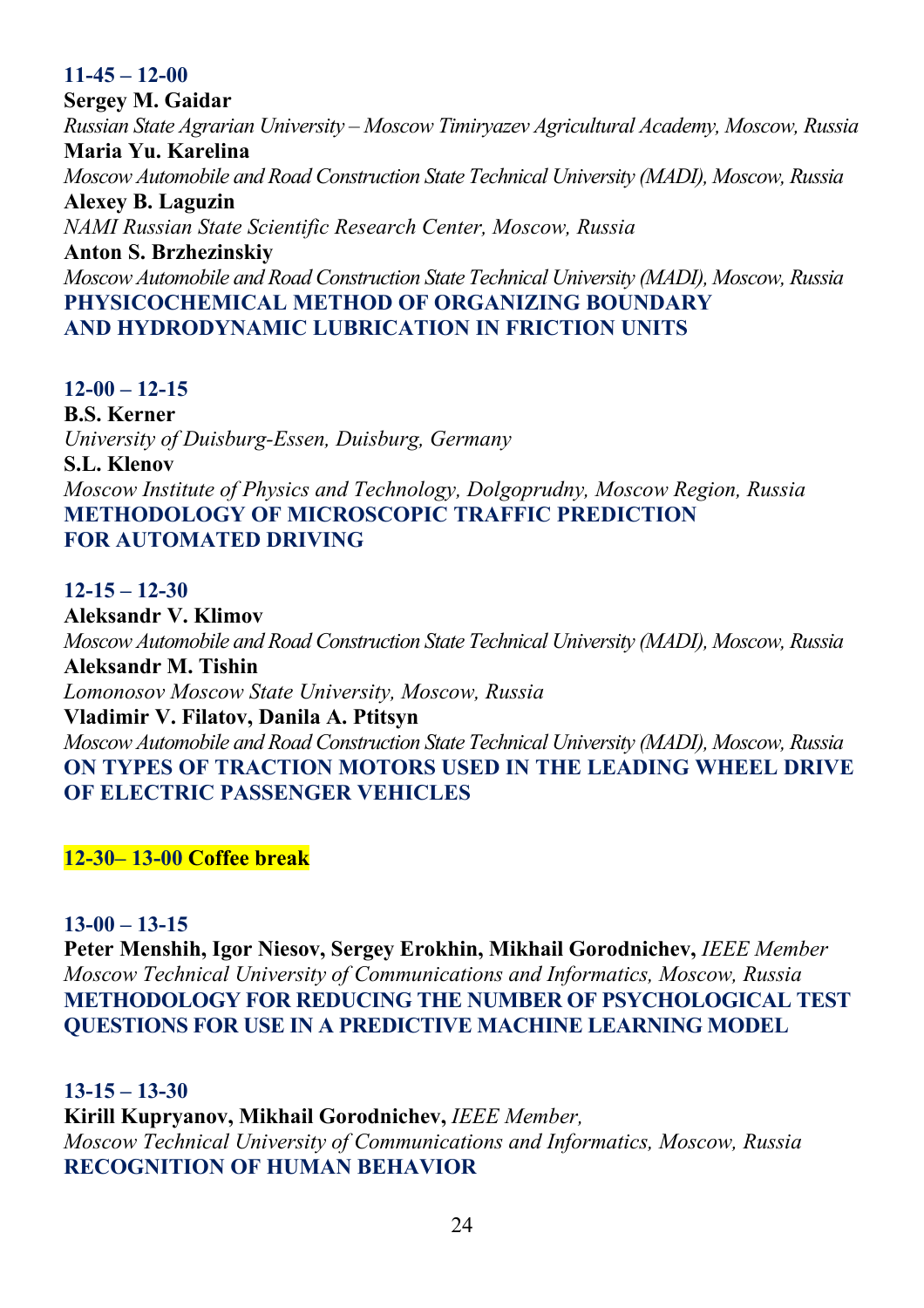**11-45 – 12-00**

**Sergey M. Gaidar**
*Russian State Agrarian University – Moscow Timiryazev Agricultural Academy, Moscow, Russia*
**Maria Yu. Karelina**
*Moscow Automobile and Road Construction State Technical University (MADI), Moscow, Russia*
**Alexey B. Laguzin**
*NAMI Russian State Scientific Research Center, Moscow, Russia*
**Anton S. Brzhezinskiy**
*Moscow Automobile and Road Construction State Technical University (MADI), Moscow, Russia*
**PHYSICOCHEMICAL METHOD OF ORGANIZING BOUNDARY AND HYDRODYNAMIC LUBRICATION IN FRICTION UNITS**

**12-00 – 12-15**

**B.S. Kerner**
*University of Duisburg-Essen, Duisburg, Germany*
**S.L. Klenov**
*Moscow Institute of Physics and Technology, Dolgoprudny, Moscow Region, Russia*
**METHODOLOGY OF MICROSCOPIC TRAFFIC PREDICTION FOR AUTOMATED DRIVING**

**12-15 – 12-30**

**Aleksandr V. Klimov**
*Moscow Automobile and Road Construction State Technical University (MADI), Moscow, Russia*
**Aleksandr M. Tishin**
*Lomonosov Moscow State University, Moscow, Russia*
**Vladimir V. Filatov, Danila A. Ptitsyn**
*Moscow Automobile and Road Construction State Technical University (MADI), Moscow, Russia*
**ON TYPES OF TRACTION MOTORS USED IN THE LEADING WHEEL DRIVE OF ELECTRIC PASSENGER VEHICLES**

**12-30– 13-00 Coffee break**

**13-00 – 13-15**

**Peter Menshih, Igor Niesov, Sergey Erokhin, Mikhail Gorodnichev,** *IEEE Member*
*Moscow Technical University of Communications and Informatics, Moscow, Russia*
**METHODOLOGY FOR REDUCING THE NUMBER OF PSYCHOLOGICAL TEST QUESTIONS FOR USE IN A PREDICTIVE MACHINE LEARNING MODEL**

**13-15 – 13-30**

**Kirill Kupryanov, Mikhail Gorodnichev,** *IEEE Member,*
*Moscow Technical University of Communications and Informatics, Moscow, Russia*
**RECOGNITION OF HUMAN BEHAVIOR**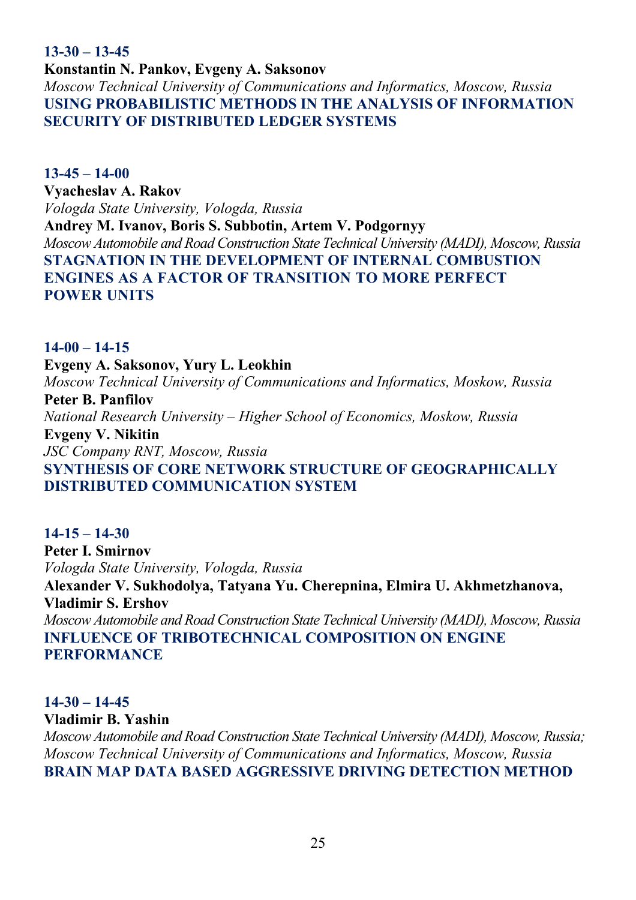**13-30 – 13-45**

**Konstantin N. Pankov, Evgeny A. Saksonov**

*Moscow Technical University of Communications and Informatics, Moscow, Russia*

**USING PROBABILISTIC METHODS IN THE ANALYSIS OF INFORMATION SECURITY OF DISTRIBUTED LEDGER SYSTEMS**

**13-45 – 14-00**

**Vyacheslav A. Rakov**

*Vologda State University, Vologda, Russia*

**Andrey M. Ivanov, Boris S. Subbotin, Artem V. Podgornyy**

*Moscow Automobile and Road Construction State Technical University (MADI), Moscow, Russia*

**STAGNATION IN THE DEVELOPMENT OF INTERNAL COMBUSTION ENGINES AS A FACTOR OF TRANSITION TO MORE PERFECT POWER UNITS**

**14-00 – 14-15**

**Evgeny A. Saksonov, Yury L. Leokhin**

*Moscow Technical University of Communications and Informatics, Moskow, Russia*

**Peter B. Panfilov**

*National Research University – Higher School of Economics, Moskow, Russia*

**Evgeny V. Nikitin**

*JSC Company RNT, Moscow, Russia*

**SYNTHESIS OF CORE NETWORK STRUCTURE OF GEOGRAPHICALLY DISTRIBUTED COMMUNICATION SYSTEM**

**14-15 – 14-30**

**Peter I. Smirnov**

*Vologda State University, Vologda, Russia*

**Alexander V. Sukhodolya, Tatyana Yu. Cherepnina, Elmira U. Akhmetzhanova, Vladimir S. Ershov**

*Moscow Automobile and Road Construction State Technical University (MADI), Moscow, Russia*

**INFLUENCE OF TRIBOTECHNICAL COMPOSITION ON ENGINE PERFORMANCE**

**14-30 – 14-45**

**Vladimir B. Yashin**

*Moscow Automobile and Road Construction State Technical University (MADI), Moscow, Russia;*
*Moscow Technical University of Communications and Informatics, Moscow, Russia*

**BRAIN MAP DATA BASED AGGRESSIVE DRIVING DETECTION METHOD**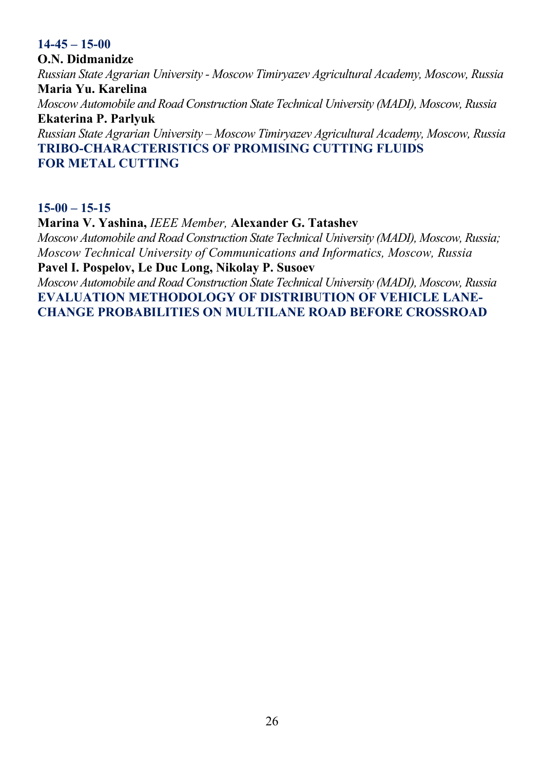**14-45 – 15-00**

**O.N. Didmanidze**

*Russian State Agrarian University - Moscow Timiryazev Agricultural Academy, Moscow, Russia*

**Maria Yu. Karelina**

*Moscow Automobile and Road Construction State Technical University (MADI), Moscow, Russia*

**Ekaterina P. Parlyuk**

*Russian State Agrarian University – Moscow Timiryazev Agricultural Academy, Moscow, Russia*

**TRIBO-CHARACTERISTICS OF PROMISING CUTTING FLUIDS FOR METAL CUTTING**

**15-00 – 15-15**

**Marina V. Yashina,** *IEEE Member,* **Alexander G. Tatashev**

*Moscow Automobile and Road Construction State Technical University (MADI), Moscow, Russia; Moscow Technical University of Communications and Informatics, Moscow, Russia*

**Pavel I. Pospelov, Le Duc Long, Nikolay P. Susoev**

*Moscow Automobile and Road Construction State Technical University (MADI), Moscow, Russia*

**EVALUATION METHODOLOGY OF DISTRIBUTION OF VEHICLE LANE-CHANGE PROBABILITIES ON MULTILANE ROAD BEFORE CROSSROAD**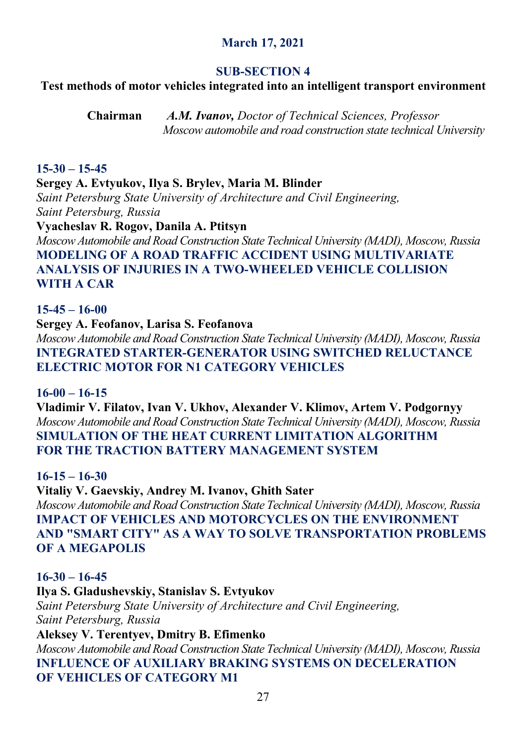**March 17, 2021**

## SUB-SECTION 4

### Test methods of motor vehicles integrated into an intelligent transport environment

**Chairman** ***A.M. Ivanov,*** *Doctor of Technical Sciences, Professor*
*Moscow automobile and road construction state technical University*

**15-30 – 15-45**

**Sergey A. Evtyukov, Ilya S. Brylev, Maria M. Blinder**
*Saint Petersburg State University of Architecture and Civil Engineering, Saint Petersburg, Russia*
**Vyacheslav R. Rogov, Danila A. Ptitsyn**
*Moscow Automobile and Road Construction State Technical University (MADI), Moscow, Russia*
**MODELING OF A ROAD TRAFFIC ACCIDENT USING MULTIVARIATE ANALYSIS OF INJURIES IN A TWO-WHEELED VEHICLE COLLISION WITH A CAR**

**15-45 – 16-00**

**Sergey A. Feofanov, Larisa S. Feofanova**
*Moscow Automobile and Road Construction State Technical University (MADI), Moscow, Russia*
**INTEGRATED STARTER-GENERATOR USING SWITCHED RELUCTANCE ELECTRIC MOTOR FOR N1 CATEGORY VEHICLES**

**16-00 – 16-15**

**Vladimir V. Filatov, Ivan V. Ukhov, Alexander V. Klimov, Artem V. Podgornyy**
*Moscow Automobile and Road Construction State Technical University (MADI), Moscow, Russia*
**SIMULATION OF THE HEAT CURRENT LIMITATION ALGORITHM FOR THE TRACTION BATTERY MANAGEMENT SYSTEM**

**16-15 – 16-30**

**Vitaliy V. Gaevskiy, Andrey M. Ivanov, Ghith Sater**
*Moscow Automobile and Road Construction State Technical University (MADI), Moscow, Russia*
**IMPACT OF VEHICLES AND MOTORCYCLES ON THE ENVIRONMENT AND "SMART CITY" AS A WAY TO SOLVE TRANSPORTATION PROBLEMS OF A MEGAPOLIS**

**16-30 – 16-45**

**Ilya S. Gladushevskiy, Stanislav S. Evtyukov**
*Saint Petersburg State University of Architecture and Civil Engineering, Saint Petersburg, Russia*
**Aleksey V. Terentyev, Dmitry B. Efimenko**
*Moscow Automobile and Road Construction State Technical University (MADI), Moscow, Russia*
**INFLUENCE OF AUXILIARY BRAKING SYSTEMS ON DECELERATION OF VEHICLES OF CATEGORY M1**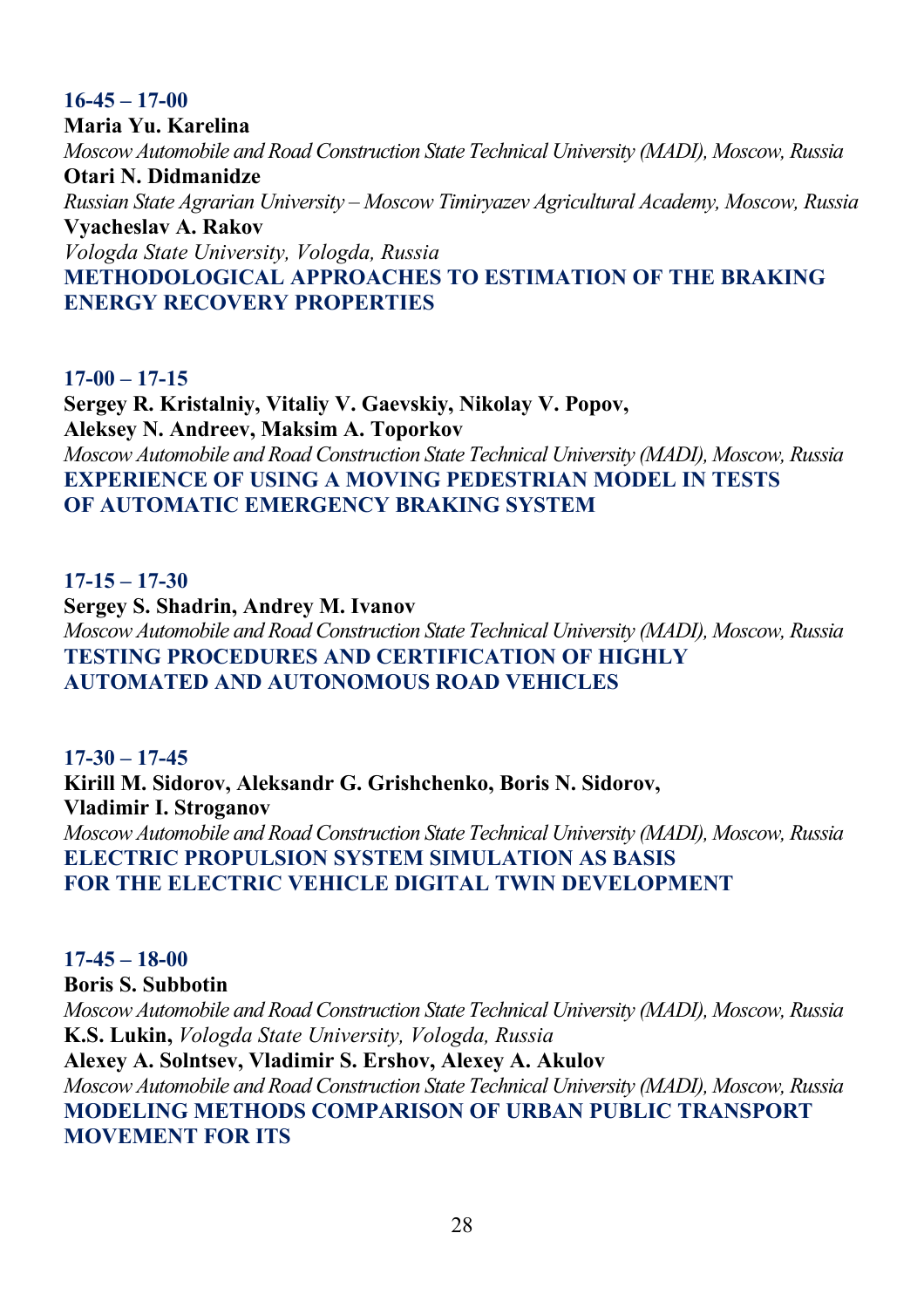**16-45 – 17-00**

**Maria Yu. Karelina**
*Moscow Automobile and Road Construction State Technical University (MADI), Moscow, Russia*
**Otari N. Didmanidze**
*Russian State Agrarian University – Moscow Timiryazev Agricultural Academy, Moscow, Russia*
**Vyacheslav A. Rakov**
*Vologda State University, Vologda, Russia*
**METHODOLOGICAL APPROACHES TO ESTIMATION OF THE BRAKING ENERGY RECOVERY PROPERTIES**

**17-00 – 17-15**

**Sergey R. Kristalniy, Vitaliy V. Gaevskiy, Nikolay V. Popov, Aleksey N. Andreev, Maksim A. Toporkov**
*Moscow Automobile and Road Construction State Technical University (MADI), Moscow, Russia*
**EXPERIENCE OF USING A MOVING PEDESTRIAN MODEL IN TESTS OF AUTOMATIC EMERGENCY BRAKING SYSTEM**

**17-15 – 17-30**

**Sergey S. Shadrin, Andrey M. Ivanov**
*Moscow Automobile and Road Construction State Technical University (MADI), Moscow, Russia*
**TESTING PROCEDURES AND CERTIFICATION OF HIGHLY AUTOMATED AND AUTONOMOUS ROAD VEHICLES**

**17-30 – 17-45**

**Kirill M. Sidorov, Aleksandr G. Grishchenko, Boris N. Sidorov, Vladimir I. Stroganov**
*Moscow Automobile and Road Construction State Technical University (MADI), Moscow, Russia*
**ELECTRIC PROPULSION SYSTEM SIMULATION AS BASIS FOR THE ELECTRIC VEHICLE DIGITAL TWIN DEVELOPMENT**

**17-45 – 18-00**

**Boris S. Subbotin**
*Moscow Automobile and Road Construction State Technical University (MADI), Moscow, Russia*
**K.S. Lukin,** *Vologda State University, Vologda, Russia*
**Alexey A. Solntsev, Vladimir S. Ershov, Alexey A. Akulov**
*Moscow Automobile and Road Construction State Technical University (MADI), Moscow, Russia*
**MODELING METHODS COMPARISON OF URBAN PUBLIC TRANSPORT MOVEMENT FOR ITS**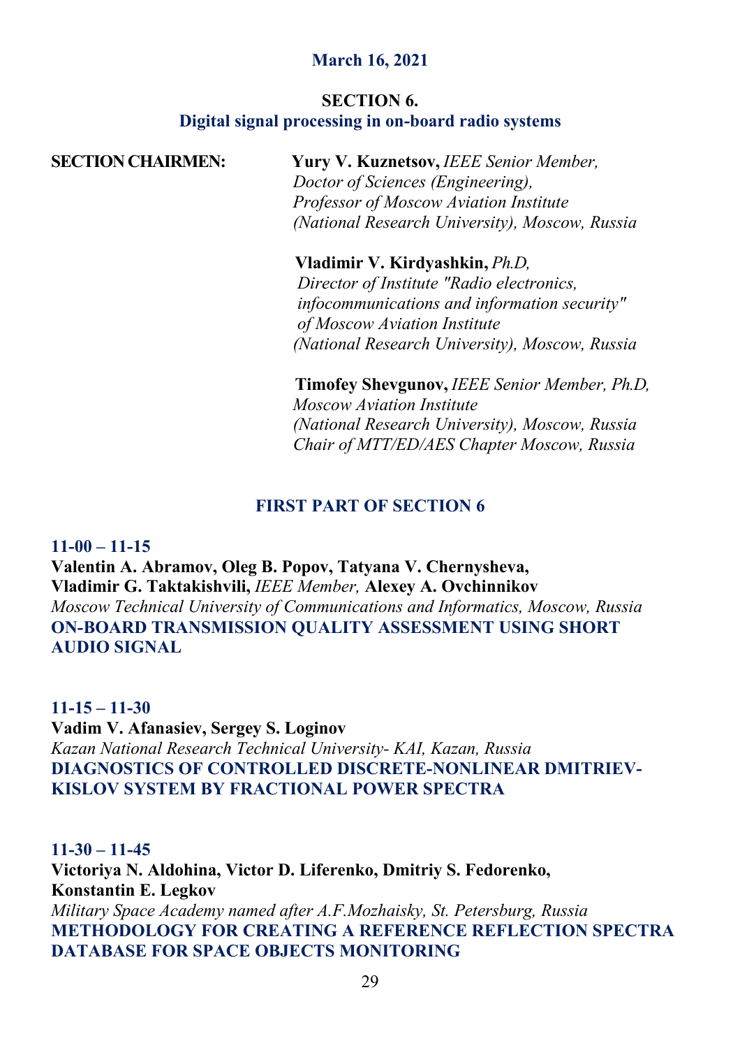**March 16, 2021**

## SECTION 6.
## Digital signal processing in on-board radio systems

**SECTION CHAIRMEN:**

**Yury V. Kuznetsov,** *IEEE Senior Member, Doctor of Sciences (Engineering), Professor of Moscow Aviation Institute (National Research University), Moscow, Russia*

**Vladimir V. Kirdyashkin,** *Ph.D, Director of Institute "Radio electronics, infocommunications and information security" of Moscow Aviation Institute (National Research University), Moscow, Russia*

**Timofey Shevgunov,** *IEEE Senior Member, Ph.D, Moscow Aviation Institute (National Research University), Moscow, Russia Chair of MTT/ED/AES Chapter Moscow, Russia*

### FIRST PART OF SECTION 6

**11-00 – 11-15**
**Valentin A. Abramov, Oleg B. Popov, Tatyana V. Chernysheva, Vladimir G. Taktakishvili,** *IEEE Member,* **Alexey A. Ovchinnikov**
*Moscow Technical University of Communications and Informatics, Moscow, Russia*
**ON-BOARD TRANSMISSION QUALITY ASSESSMENT USING SHORT AUDIO SIGNAL**

**11-15 – 11-30**
**Vadim V. Afanasiev, Sergey S. Loginov**
*Kazan National Research Technical University- KAI, Kazan, Russia*
**DIAGNOSTICS OF CONTROLLED DISCRETE-NONLINEAR DMITRIEV-KISLOV SYSTEM BY FRACTIONAL POWER SPECTRA**

**11-30 – 11-45**
**Victoriya N. Aldohina, Victor D. Liferenko, Dmitriy S. Fedorenko, Konstantin E. Legkov**
*Military Space Academy named after A.F.Mozhaisky, St. Petersburg, Russia*
**METHODOLOGY FOR CREATING A REFERENCE REFLECTION SPECTRA DATABASE FOR SPACE OBJECTS MONITORING**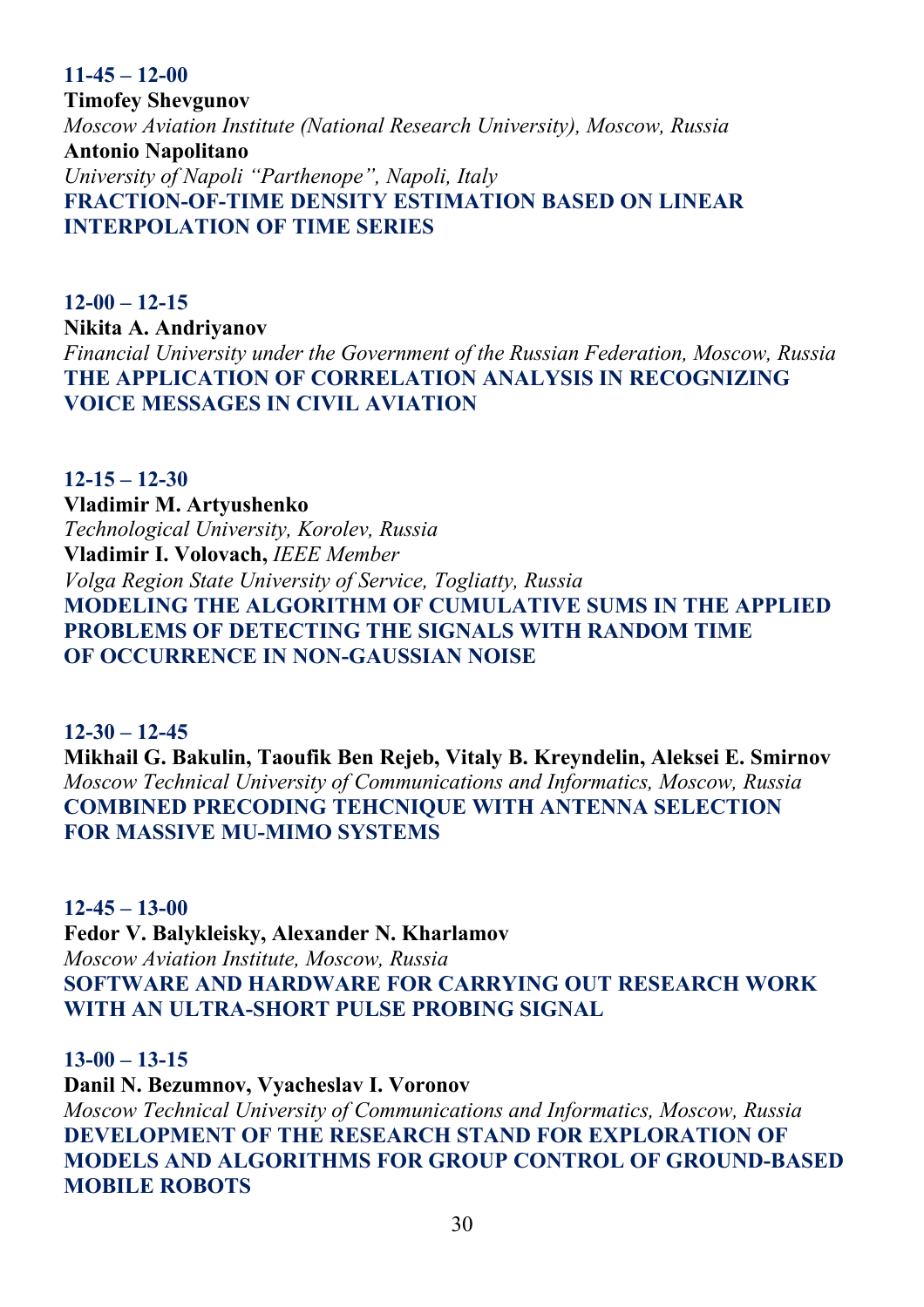**11-45 – 12-00**
**Timofey Shevgunov**
*Moscow Aviation Institute (National Research University), Moscow, Russia*
**Antonio Napolitano**
*University of Napoli "Parthenope", Napoli, Italy*
**FRACTION-OF-TIME DENSITY ESTIMATION BASED ON LINEAR INTERPOLATION OF TIME SERIES**

**12-00 – 12-15**
**Nikita A. Andriyanov**
*Financial University under the Government of the Russian Federation, Moscow, Russia*
**THE APPLICATION OF CORRELATION ANALYSIS IN RECOGNIZING VOICE MESSAGES IN CIVIL AVIATION**

**12-15 – 12-30**
**Vladimir M. Artyushenko**
*Technological University, Korolev, Russia*
**Vladimir I. Volovach,** *IEEE Member*
*Volga Region State University of Service, Togliatty, Russia*
**MODELING THE ALGORITHM OF CUMULATIVE SUMS IN THE APPLIED PROBLEMS OF DETECTING THE SIGNALS WITH RANDOM TIME OF OCCURRENCE IN NON-GAUSSIAN NOISE**

**12-30 – 12-45**
**Mikhail G. Bakulin, Taoufik Ben Rejeb, Vitaly B. Kreyndelin, Aleksei E. Smirnov**
*Moscow Technical University of Communications and Informatics, Moscow, Russia*
**COMBINED PRECODING TEHCNIQUE WITH ANTENNA SELECTION FOR MASSIVE MU-MIMO SYSTEMS**

**12-45 – 13-00**
**Fedor V. Balykleisky, Alexander N. Kharlamov**
*Moscow Aviation Institute, Moscow, Russia*
**SOFTWARE AND HARDWARE FOR CARRYING OUT RESEARCH WORK WITH AN ULTRA-SHORT PULSE PROBING SIGNAL**

**13-00 – 13-15**
**Danil N. Bezumnov, Vyacheslav I. Voronov**
*Moscow Technical University of Communications and Informatics, Moscow, Russia*
**DEVELOPMENT OF THE RESEARCH STAND FOR EXPLORATION OF MODELS AND ALGORITHMS FOR GROUP CONTROL OF GROUND-BASED MOBILE ROBOTS**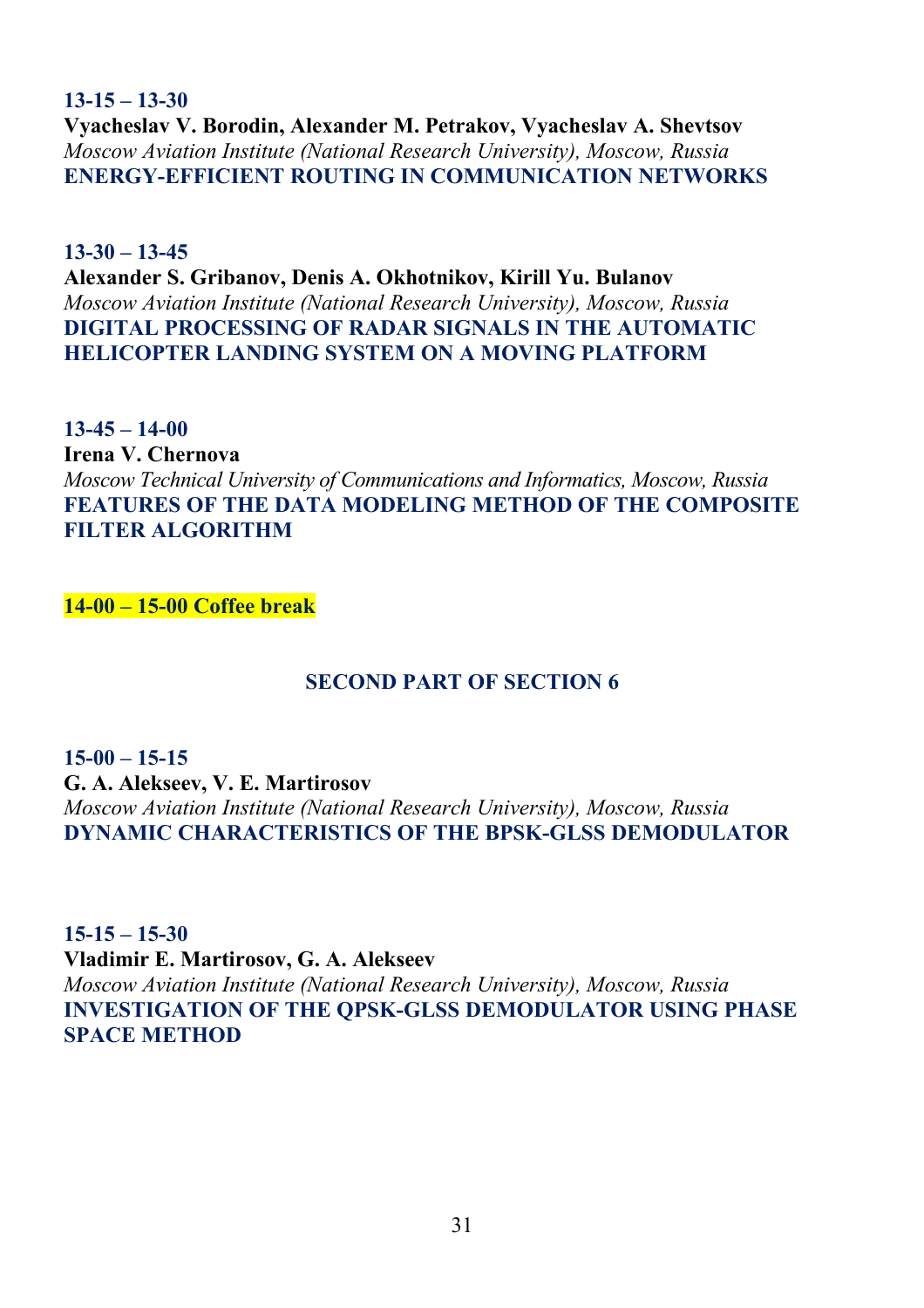**13-15 – 13-30**
**Vyacheslav V. Borodin, Alexander M. Petrakov, Vyacheslav A. Shevtsov**
*Moscow Aviation Institute (National Research University), Moscow, Russia*
**ENERGY-EFFICIENT ROUTING IN COMMUNICATION NETWORKS**

**13-30 – 13-45**
**Alexander S. Gribanov, Denis A. Okhotnikov, Kirill Yu. Bulanov**
*Moscow Aviation Institute (National Research University), Moscow, Russia*
**DIGITAL PROCESSING OF RADAR SIGNALS IN THE AUTOMATIC HELICOPTER LANDING SYSTEM ON A MOVING PLATFORM**

**13-45 – 14-00**
**Irena V. Chernova**
*Moscow Technical University of Communications and Informatics, Moscow, Russia*
**FEATURES OF THE DATA MODELING METHOD OF THE COMPOSITE FILTER ALGORITHM**

**14-00 – 15-00 Coffee break**

## SECOND PART OF SECTION 6

**15-00 – 15-15**
**G. A. Alekseev, V. E. Martirosov**
*Moscow Aviation Institute (National Research University), Moscow, Russia*
**DYNAMIC CHARACTERISTICS OF THE BPSK-GLSS DEMODULATOR**

**15-15 – 15-30**
**Vladimir E. Martirosov, G. A. Alekseev**
*Moscow Aviation Institute (National Research University), Moscow, Russia*
**INVESTIGATION OF THE QPSK-GLSS DEMODULATOR USING PHASE SPACE METHOD**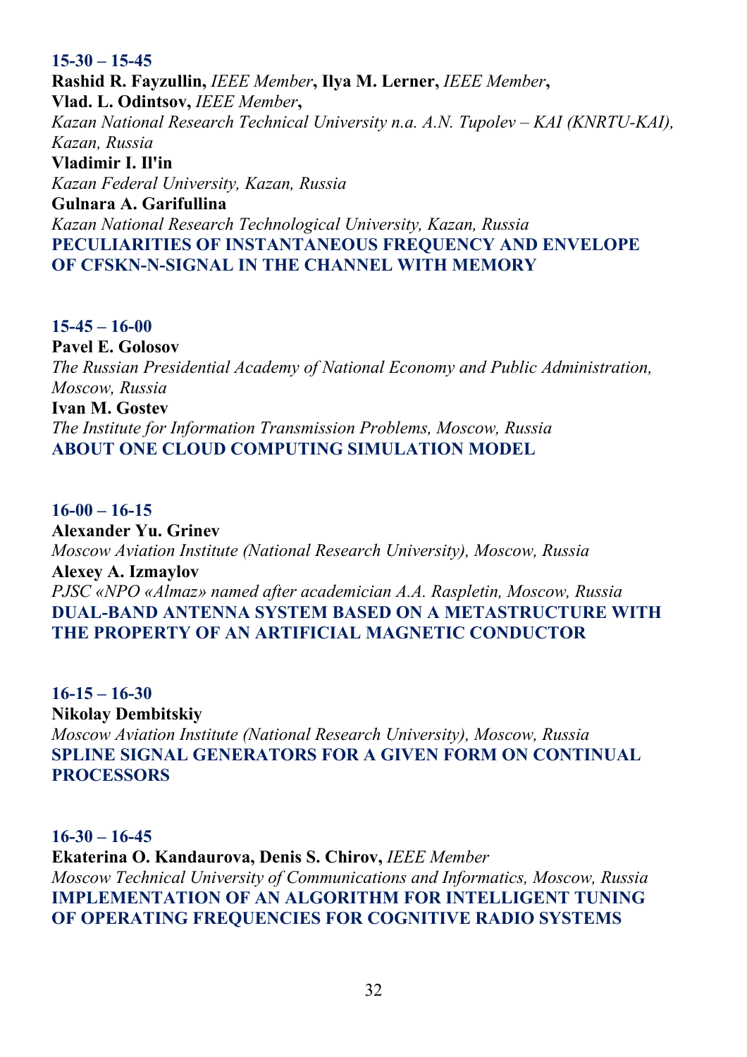**15-30 – 15-45**

**Rashid R. Fayzullin,** *IEEE Member***, Ilya M. Lerner,** *IEEE Member***,**
**Vlad. L. Odintsov,** *IEEE Member***,**
*Kazan National Research Technical University n.a. A.N. Tupolev – KAI (KNRTU-KAI), Kazan, Russia*
**Vladimir I. Il'in**
*Kazan Federal University, Kazan, Russia*
**Gulnara A. Garifullina**
*Kazan National Research Technological University, Kazan, Russia*
**PECULIARITIES OF INSTANTANEOUS FREQUENCY AND ENVELOPE OF CFSKN-N-SIGNAL IN THE CHANNEL WITH MEMORY**

**15-45 – 16-00**

**Pavel E. Golosov**
*The Russian Presidential Academy of National Economy and Public Administration, Moscow, Russia*
**Ivan M. Gostev**
*The Institute for Information Transmission Problems, Moscow, Russia*
**ABOUT ONE CLOUD COMPUTING SIMULATION MODEL**

**16-00 – 16-15**

**Alexander Yu. Grinev**
*Moscow Aviation Institute (National Research University), Moscow, Russia*
**Alexey A. Izmaylov**
*PJSC «NPO «Almaz» named after academician A.A. Raspletin, Moscow, Russia*
**DUAL-BAND ANTENNA SYSTEM BASED ON A METASTRUCTURE WITH THE PROPERTY OF AN ARTIFICIAL MAGNETIC CONDUCTOR**

**16-15 – 16-30**

**Nikolay Dembitskiy**
*Moscow Aviation Institute (National Research University), Moscow, Russia*
**SPLINE SIGNAL GENERATORS FOR A GIVEN FORM ON CONTINUAL PROCESSORS**

**16-30 – 16-45**

**Ekaterina O. Kandaurova, Denis S. Chirov,** *IEEE Member*
*Moscow Technical University of Communications and Informatics, Moscow, Russia*
**IMPLEMENTATION OF AN ALGORITHM FOR INTELLIGENT TUNING OF OPERATING FREQUENCIES FOR COGNITIVE RADIO SYSTEMS**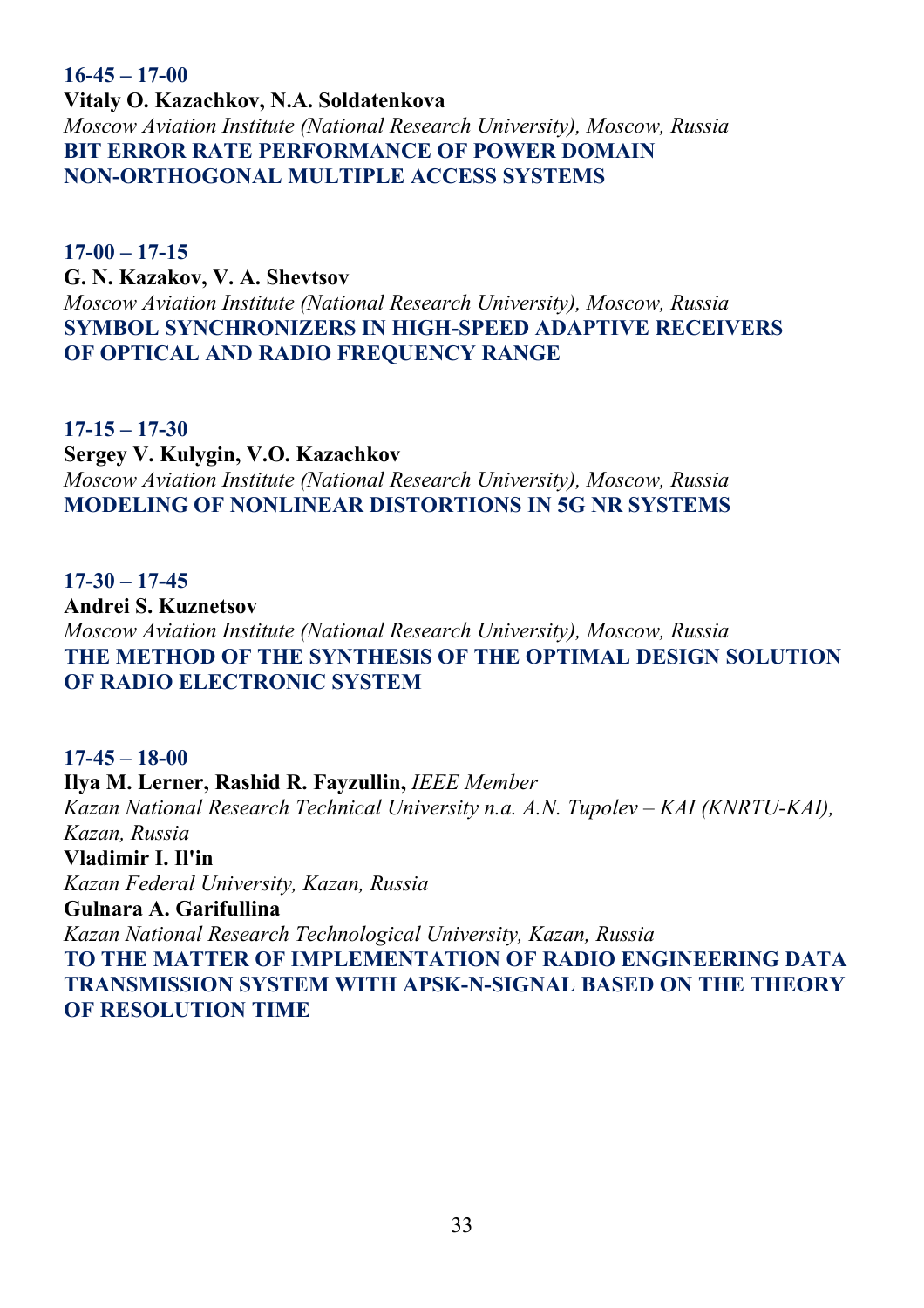**16-45 – 17-00**

**Vitaly O. Kazachkov, N.A. Soldatenkova**

*Moscow Aviation Institute (National Research University), Moscow, Russia*

**BIT ERROR RATE PERFORMANCE OF POWER DOMAIN NON-ORTHOGONAL MULTIPLE ACCESS SYSTEMS**

**17-00 – 17-15**

**G. N. Kazakov, V. A. Shevtsov**

*Moscow Aviation Institute (National Research University), Moscow, Russia*

**SYMBOL SYNCHRONIZERS IN HIGH-SPEED ADAPTIVE RECEIVERS OF OPTICAL AND RADIO FREQUENCY RANGE**

**17-15 – 17-30**

**Sergey V. Kulygin, V.O. Kazachkov**

*Moscow Aviation Institute (National Research University), Moscow, Russia*

**MODELING OF NONLINEAR DISTORTIONS IN 5G NR SYSTEMS**

**17-30 – 17-45**

**Andrei S. Kuznetsov**

*Moscow Aviation Institute (National Research University), Moscow, Russia*

**THE METHOD OF THE SYNTHESIS OF THE OPTIMAL DESIGN SOLUTION OF RADIO ELECTRONIC SYSTEM**

**17-45 – 18-00**

**Ilya M. Lerner, Rashid R. Fayzullin,** *IEEE Member*

*Kazan National Research Technical University n.a. A.N. Tupolev – KAI (KNRTU-KAI), Kazan, Russia*

**Vladimir I. Il'in**

*Kazan Federal University, Kazan, Russia*

**Gulnara A. Garifullina**

*Kazan National Research Technological University, Kazan, Russia*

**TO THE MATTER OF IMPLEMENTATION OF RADIO ENGINEERING DATA TRANSMISSION SYSTEM WITH APSK-N-SIGNAL BASED ON THE THEORY OF RESOLUTION TIME**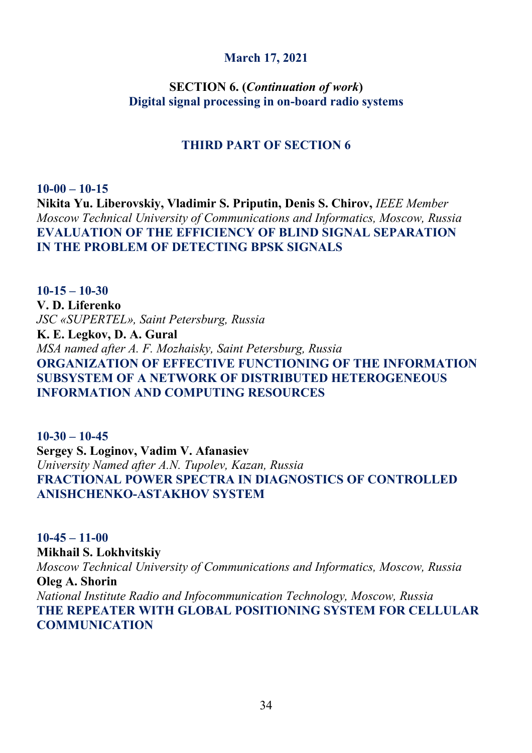**March 17, 2021**

**SECTION 6. (*Continuation of work*)**
**Digital signal processing in on-board radio systems**

### THIRD PART OF SECTION 6

**10-00 – 10-15**
**Nikita Yu. Liberovskiy, Vladimir S. Priputin, Denis S. Chirov,** *IEEE Member*
*Moscow Technical University of Communications and Informatics, Moscow, Russia*
**EVALUATION OF THE EFFICIENCY OF BLIND SIGNAL SEPARATION IN THE PROBLEM OF DETECTING BPSK SIGNALS**

**10-15 – 10-30**
**V. D. Liferenko**
*JSC «SUPERTEL», Saint Petersburg, Russia*
**K. E. Legkov, D. A. Gural**
*MSA named after A. F. Mozhaisky, Saint Petersburg, Russia*
**ORGANIZATION OF EFFECTIVE FUNCTIONING OF THE INFORMATION SUBSYSTEM OF A NETWORK OF DISTRIBUTED HETEROGENEOUS INFORMATION AND COMPUTING RESOURCES**

**10-30 – 10-45**
**Sergey S. Loginov, Vadim V. Afanasiev**
*University Named after A.N. Tupolev, Kazan, Russia*
**FRACTIONAL POWER SPECTRA IN DIAGNOSTICS OF CONTROLLED ANISHCHENKO-ASTAKHOV SYSTEM**

**10-45 – 11-00**
**Mikhail S. Lokhvitskiy**
*Moscow Technical University of Communications and Informatics, Moscow, Russia*
**Oleg A. Shorin**
*National Institute Radio and Infocommunication Technology, Moscow, Russia*
**THE REPEATER WITH GLOBAL POSITIONING SYSTEM FOR CELLULAR COMMUNICATION**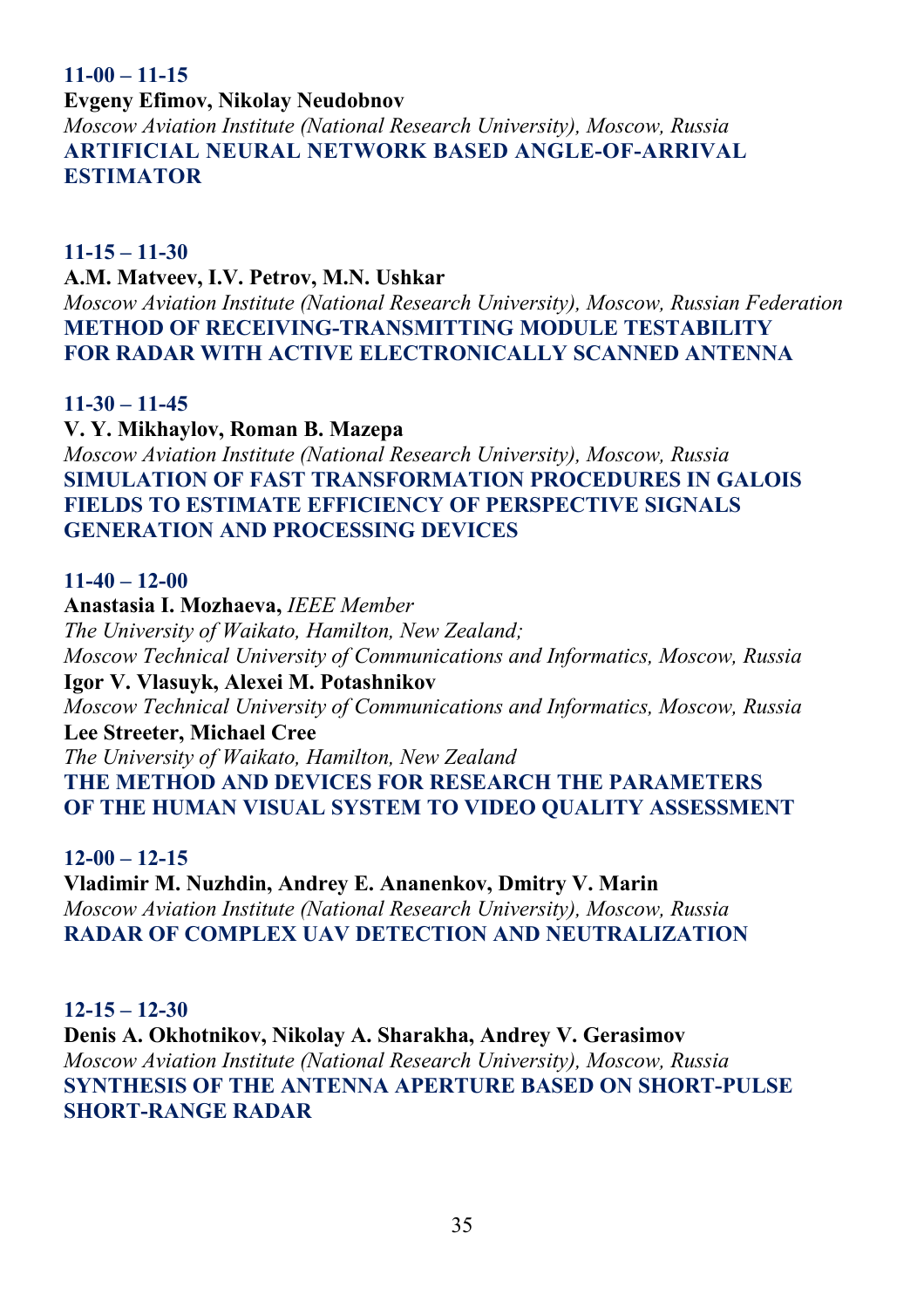**11-00 – 11-15**

**Evgeny Efimov, Nikolay Neudobnov**

*Moscow Aviation Institute (National Research University), Moscow, Russia*

**ARTIFICIAL NEURAL NETWORK BASED ANGLE-OF-ARRIVAL ESTIMATOR**

**11-15 – 11-30**

**A.M. Matveev, I.V. Petrov, M.N. Ushkar**

*Moscow Aviation Institute (National Research University), Moscow, Russian Federation*

**METHOD OF RECEIVING-TRANSMITTING MODULE TESTABILITY FOR RADAR WITH ACTIVE ELECTRONICALLY SCANNED ANTENNA**

**11-30 – 11-45**

**V. Y. Mikhaylov, Roman B. Mazepa**

*Moscow Aviation Institute (National Research University), Moscow, Russia*

**SIMULATION OF FAST TRANSFORMATION PROCEDURES IN GALOIS FIELDS TO ESTIMATE EFFICIENCY OF PERSPECTIVE SIGNALS GENERATION AND PROCESSING DEVICES**

**11-40 – 12-00**

**Anastasia I. Mozhaeva,** *IEEE Member*

*The University of Waikato, Hamilton, New Zealand;*

*Moscow Technical University of Communications and Informatics, Moscow, Russia*

**Igor V. Vlasuyk, Alexei M. Potashnikov**

*Moscow Technical University of Communications and Informatics, Moscow, Russia*

**Lee Streeter, Michael Cree**

*The University of Waikato, Hamilton, New Zealand*

**THE METHOD AND DEVICES FOR RESEARCH THE PARAMETERS OF THE HUMAN VISUAL SYSTEM TO VIDEO QUALITY ASSESSMENT**

**12-00 – 12-15**

**Vladimir M. Nuzhdin, Andrey E. Ananenkov, Dmitry V. Marin**

*Moscow Aviation Institute (National Research University), Moscow, Russia*

**RADAR OF COMPLEX UAV DETECTION AND NEUTRALIZATION**

**12-15 – 12-30**

**Denis A. Okhotnikov, Nikolay A. Sharakha, Andrey V. Gerasimov**

*Moscow Aviation Institute (National Research University), Moscow, Russia*

**SYNTHESIS OF THE ANTENNA APERTURE BASED ON SHORT-PULSE SHORT-RANGE RADAR**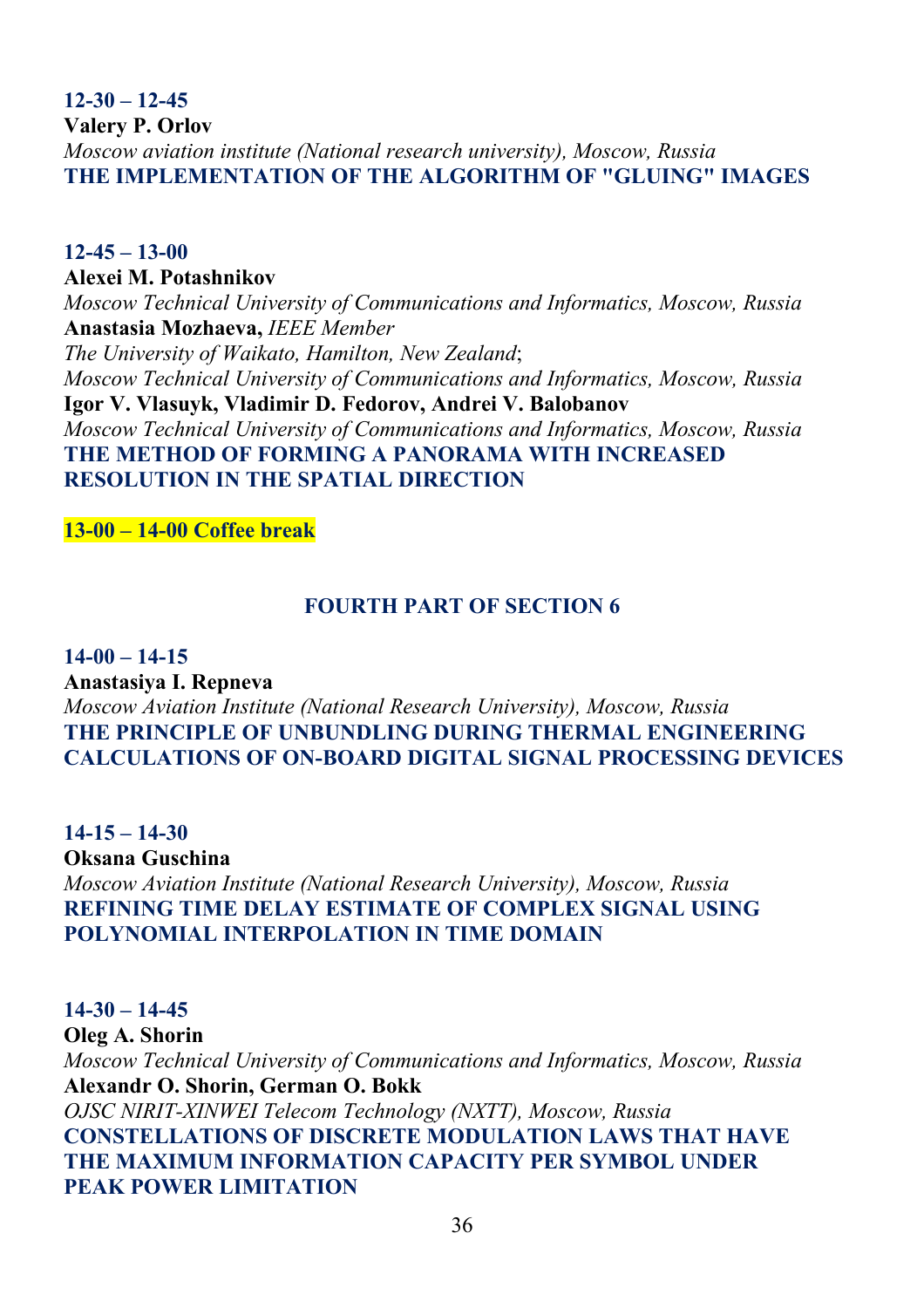**12-30 – 12-45**
**Valery P. Orlov**
*Moscow aviation institute (National research university), Moscow, Russia*
**THE IMPLEMENTATION OF THE ALGORITHM OF "GLUING" IMAGES**

**12-45 – 13-00**
**Alexei M. Potashnikov**
*Moscow Technical University of Communications and Informatics, Moscow, Russia*
**Anastasia Mozhaeva,** *IEEE Member*
*The University of Waikato, Hamilton, New Zealand*;
*Moscow Technical University of Communications and Informatics, Moscow, Russia*
**Igor V. Vlasuyk, Vladimir D. Fedorov, Andrei V. Balobanov**
*Moscow Technical University of Communications and Informatics, Moscow, Russia*
**THE METHOD OF FORMING A PANORAMA WITH INCREASED RESOLUTION IN THE SPATIAL DIRECTION**

**13-00 – 14-00 Coffee break**

## FOURTH PART OF SECTION 6

**14-00 – 14-15**
**Anastasiya I. Repneva**
*Moscow Aviation Institute (National Research University), Moscow, Russia*
**THE PRINCIPLE OF UNBUNDLING DURING THERMAL ENGINEERING CALCULATIONS OF ON-BOARD DIGITAL SIGNAL PROCESSING DEVICES**

**14-15 – 14-30**
**Oksana Guschina**
*Moscow Aviation Institute (National Research University), Moscow, Russia*
**REFINING TIME DELAY ESTIMATE OF COMPLEX SIGNAL USING POLYNOMIAL INTERPOLATION IN TIME DOMAIN**

**14-30 – 14-45**
**Oleg A. Shorin**
*Moscow Technical University of Communications and Informatics, Moscow, Russia*
**Alexandr O. Shorin, German O. Bokk**
*OJSC NIRIT-XINWEI Telecom Technology (NXTT), Moscow, Russia*
**CONSTELLATIONS OF DISCRETE MODULATION LAWS THAT HAVE THE MAXIMUM INFORMATION CAPACITY PER SYMBOL UNDER PEAK POWER LIMITATION**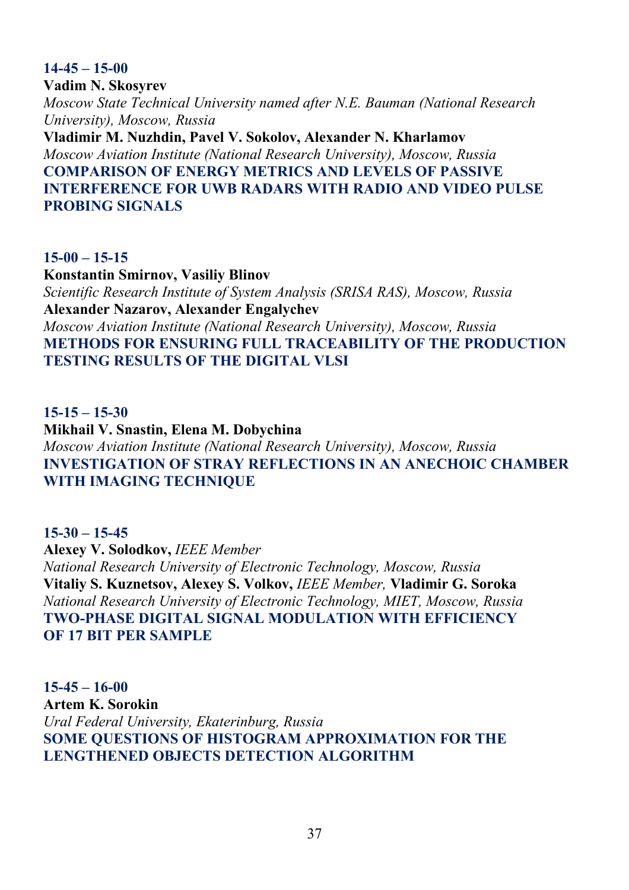**14-45 – 15-00**

**Vadim N. Skosyrev**

*Moscow State Technical University named after N.E. Bauman (National Research University), Moscow, Russia*

**Vladimir M. Nuzhdin, Pavel V. Sokolov, Alexander N. Kharlamov**

*Moscow Aviation Institute (National Research University), Moscow, Russia*

**COMPARISON OF ENERGY METRICS AND LEVELS OF PASSIVE INTERFERENCE FOR UWB RADARS WITH RADIO AND VIDEO PULSE PROBING SIGNALS**

**15-00 – 15-15**

**Konstantin Smirnov, Vasiliy Blinov**

*Scientific Research Institute of System Analysis (SRISA RAS), Moscow, Russia*

**Alexander Nazarov, Alexander Engalychev**

*Moscow Aviation Institute (National Research University), Moscow, Russia*

**METHODS FOR ENSURING FULL TRACEABILITY OF THE PRODUCTION TESTING RESULTS OF THE DIGITAL VLSI**

**15-15 – 15-30**

**Mikhail V. Snastin, Elena M. Dobychina**

*Moscow Aviation Institute (National Research University), Moscow, Russia*

**INVESTIGATION OF STRAY REFLECTIONS IN AN ANECHOIC CHAMBER WITH IMAGING TECHNIQUE**

**15-30 – 15-45**

**Alexey V. Solodkov,** *IEEE Member*

*National Research University of Electronic Technology, Moscow, Russia*

**Vitaliy S. Kuznetsov, Alexey S. Volkov,** *IEEE Member,* **Vladimir G. Soroka**

*National Research University of Electronic Technology, MIET, Moscow, Russia*

**TWO-PHASE DIGITAL SIGNAL MODULATION WITH EFFICIENCY OF 17 BIT PER SAMPLE**

**15-45 – 16-00**

**Artem K. Sorokin**

*Ural Federal University, Ekaterinburg, Russia*

**SOME QUESTIONS OF HISTOGRAM APPROXIMATION FOR THE LENGTHENED OBJECTS DETECTION ALGORITHM**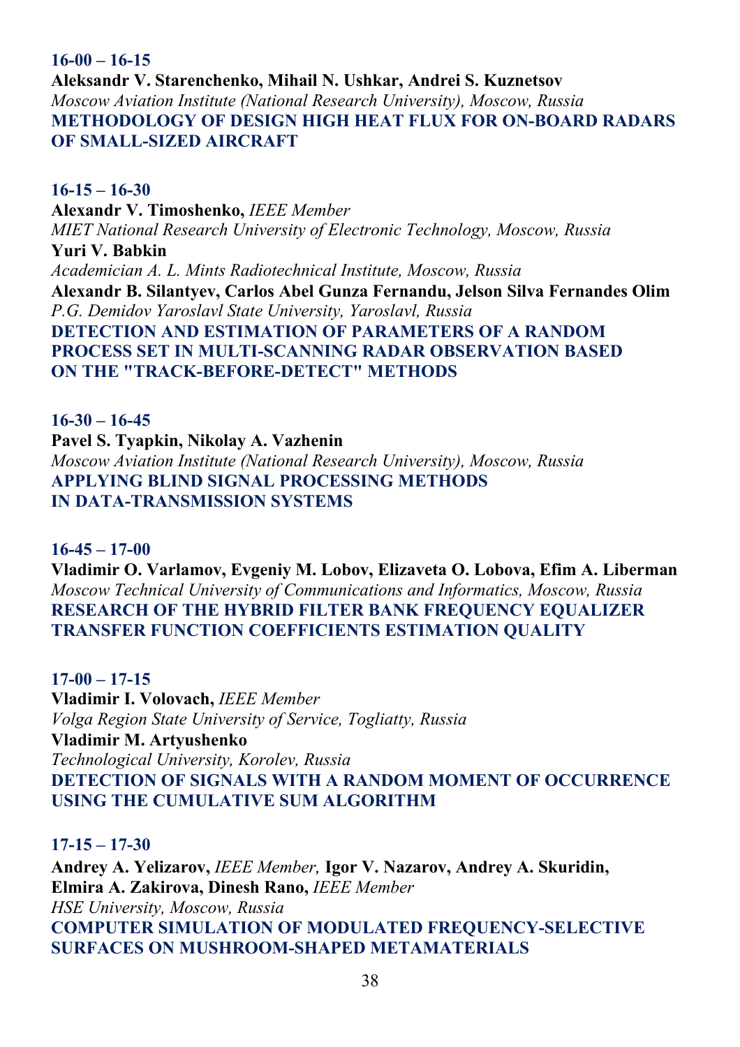**16-00 – 16-15**

**Aleksandr V. Starenchenko, Mihail N. Ushkar, Andrei S. Kuznetsov**
*Moscow Aviation Institute (National Research University), Moscow, Russia*
**METHODOLOGY OF DESIGN HIGH HEAT FLUX FOR ON-BOARD RADARS OF SMALL-SIZED AIRCRAFT**

**16-15 – 16-30**

**Alexandr V. Timoshenko,** *IEEE Member*
*MIET National Research University of Electronic Technology, Moscow, Russia*
**Yuri V. Babkin**
*Academician A. L. Mints Radiotechnical Institute, Moscow, Russia*
**Alexandr B. Silantyev, Carlos Abel Gunza Fernandu, Jelson Silva Fernandes Olim**
*P.G. Demidov Yaroslavl State University, Yaroslavl, Russia*
**DETECTION AND ESTIMATION OF PARAMETERS OF A RANDOM PROCESS SET IN MULTI-SCANNING RADAR OBSERVATION BASED ON THE "TRACK-BEFORE-DETECT" METHODS**

**16-30 – 16-45**

**Pavel S. Tyapkin, Nikolay A. Vazhenin**
*Moscow Aviation Institute (National Research University), Moscow, Russia*
**APPLYING BLIND SIGNAL PROCESSING METHODS IN DATA-TRANSMISSION SYSTEMS**

**16-45 – 17-00**

**Vladimir O. Varlamov, Evgeniy M. Lobov, Elizaveta O. Lobova, Efim A. Liberman**
*Moscow Technical University of Communications and Informatics, Moscow, Russia*
**RESEARCH OF THE HYBRID FILTER BANK FREQUENCY EQUALIZER TRANSFER FUNCTION COEFFICIENTS ESTIMATION QUALITY**

**17-00 – 17-15**

**Vladimir I. Volovach,** *IEEE Member*
*Volga Region State University of Service, Togliatty, Russia*
**Vladimir M. Artyushenko**
*Technological University, Korolev, Russia*
**DETECTION OF SIGNALS WITH A RANDOM MOMENT OF OCCURRENCE USING THE CUMULATIVE SUM ALGORITHM**

**17-15 – 17-30**

**Andrey A. Yelizarov,** *IEEE Member,* **Igor V. Nazarov, Andrey A. Skuridin, Elmira A. Zakirova, Dinesh Rano,** *IEEE Member*
*HSE University, Moscow, Russia*
**COMPUTER SIMULATION OF MODULATED FREQUENCY-SELECTIVE SURFACES ON MUSHROOM-SHAPED METAMATERIALS**